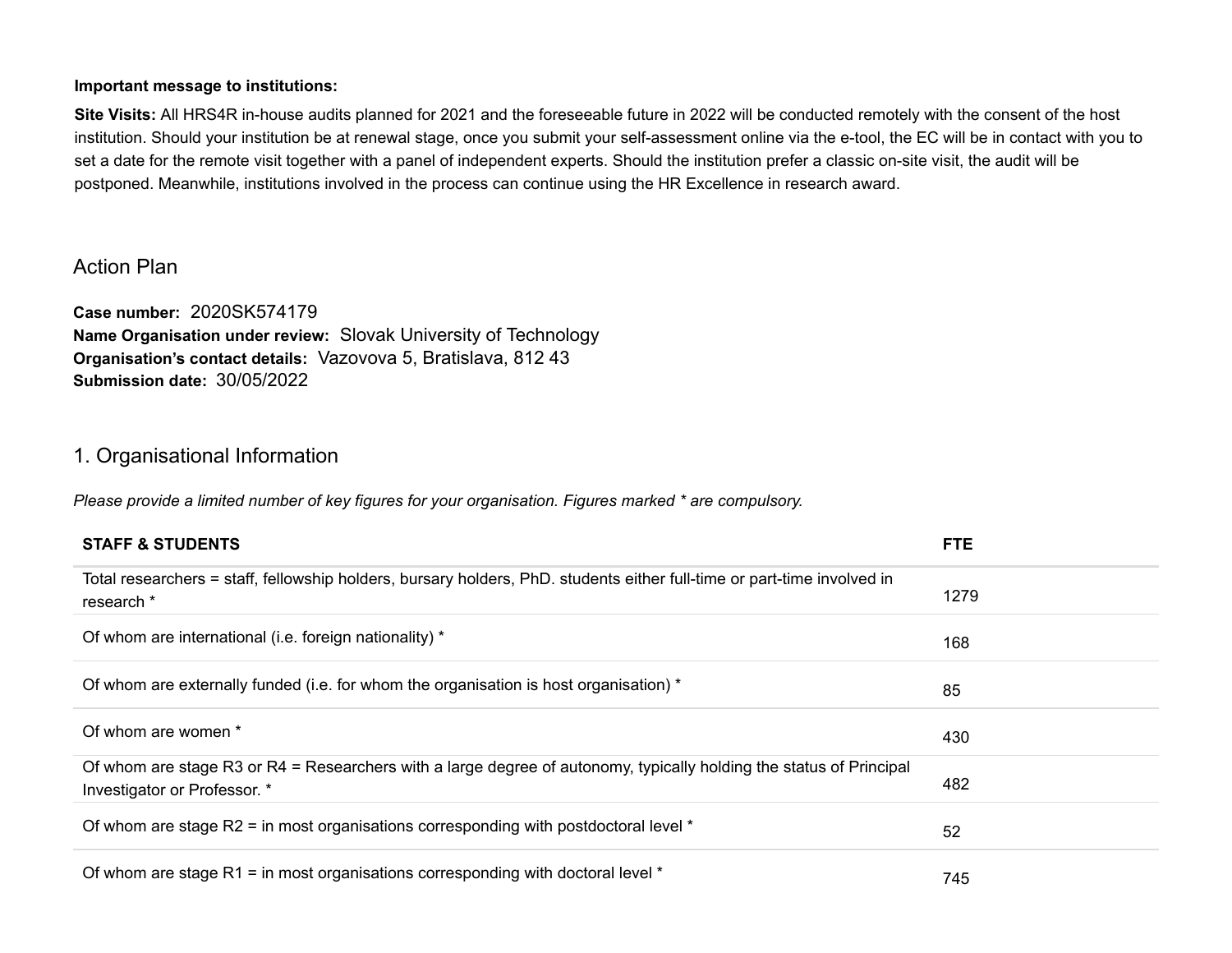**Important message to institutions:**

**Site Visits:** All HRS4R in-house audits planned for 2021 and the foreseeable future in 2022 will be conducted remotely with the consent of the host institution. Should your institution be at renewal stage, once you submit your self-assessment online via the e-tool, the EC will be in contact with you to set a date for the remote visit together with a panel of independent experts. Should the institution prefer a classic on-site visit, the audit will be postponed. Meanwhile, institutions involved in the process can continue using the HR Excellence in research award.

# Action Plan

**Case number:** 2020SK574179
**Name Organisation under review:** Slovak University of Technology
**Organisation's contact details:** Vazovova 5, Bratislava, 812 43
**Submission date:** 30/05/2022

## 1. Organisational Information

*Please provide a limited number of key figures for your organisation. Figures marked * are compulsory.*

| STAFF & STUDENTS | FTE |
|---|---|
| Total researchers = staff, fellowship holders, bursary holders, PhD. students either full-time or part-time involved in research * | 1279 |
| Of whom are international (i.e. foreign nationality) * | 168 |
| Of whom are externally funded (i.e. for whom the organisation is host organisation) * | 85 |
| Of whom are women * | 430 |
| Of whom are stage R3 or R4 = Researchers with a large degree of autonomy, typically holding the status of Principal Investigator or Professor. * | 482 |
| Of whom are stage R2 = in most organisations corresponding with postdoctoral level * | 52 |
| Of whom are stage R1 = in most organisations corresponding with doctoral level * | 745 |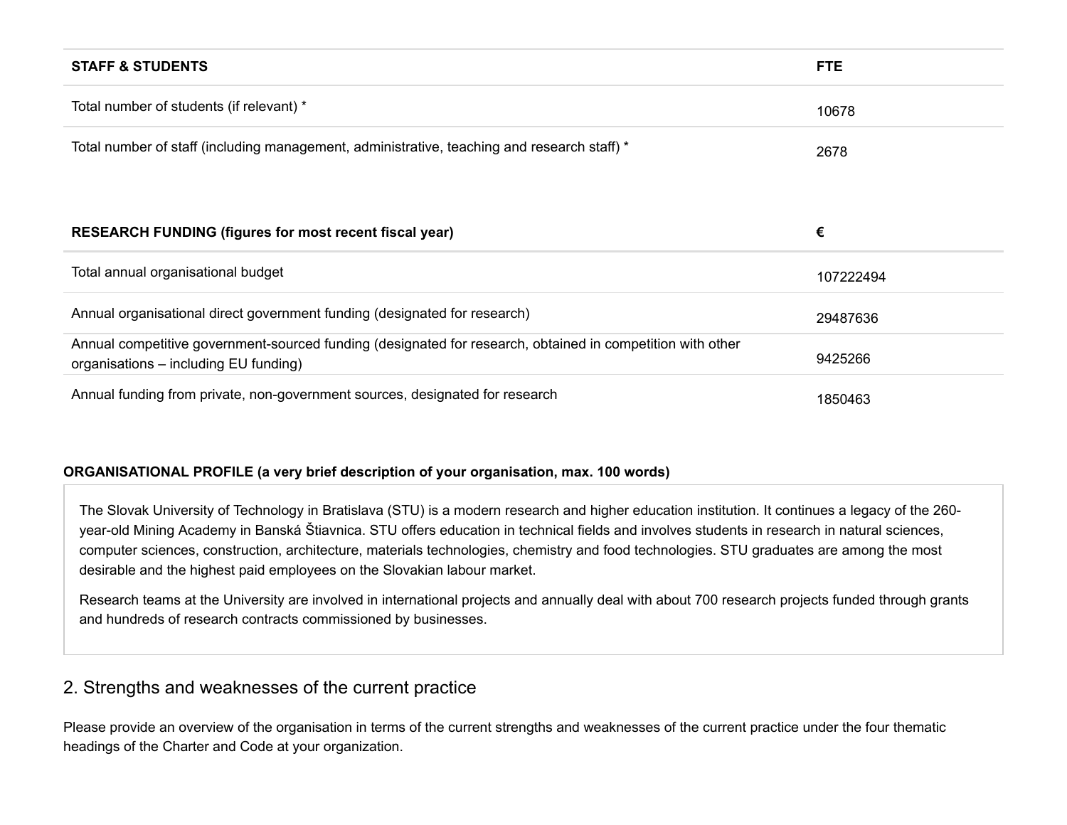| STAFF & STUDENTS | FTE |
| --- | --- |
| Total number of students (if relevant) * | 10678 |
| Total number of staff (including management, administrative, teaching and research staff) * | 2678 |

| RESEARCH FUNDING (figures for most recent fiscal year) | € |
| --- | --- |
| Total annual organisational budget | 107222494 |
| Annual organisational direct government funding (designated for research) | 29487636 |
| Annual competitive government-sourced funding (designated for research, obtained in competition with other organisations – including EU funding) | 9425266 |
| Annual funding from private, non-government sources, designated for research | 1850463 |

**ORGANISATIONAL PROFILE (a very brief description of your organisation, max. 100 words)**

The Slovak University of Technology in Bratislava (STU) is a modern research and higher education institution. It continues a legacy of the 260-year-old Mining Academy in Banská Štiavnica. STU offers education in technical fields and involves students in research in natural sciences, computer sciences, construction, architecture, materials technologies, chemistry and food technologies. STU graduates are among the most desirable and the highest paid employees on the Slovakian labour market.

Research teams at the University are involved in international projects and annually deal with about 700 research projects funded through grants and hundreds of research contracts commissioned by businesses.

## 2. Strengths and weaknesses of the current practice

Please provide an overview of the organisation in terms of the current strengths and weaknesses of the current practice under the four thematic headings of the Charter and Code at your organization.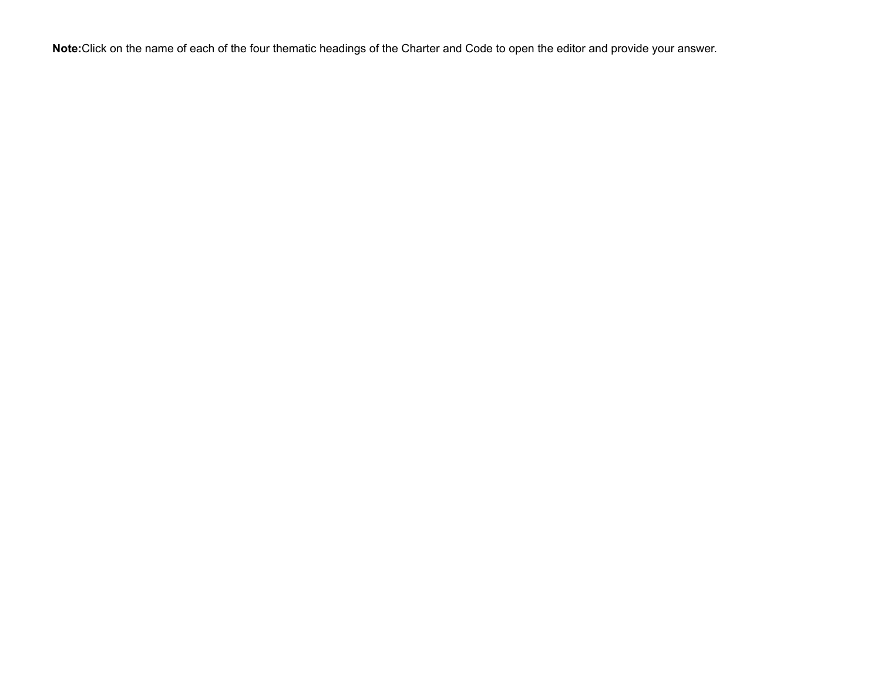**Note:**Click on the name of each of the four thematic headings of the Charter and Code to open the editor and provide your answer.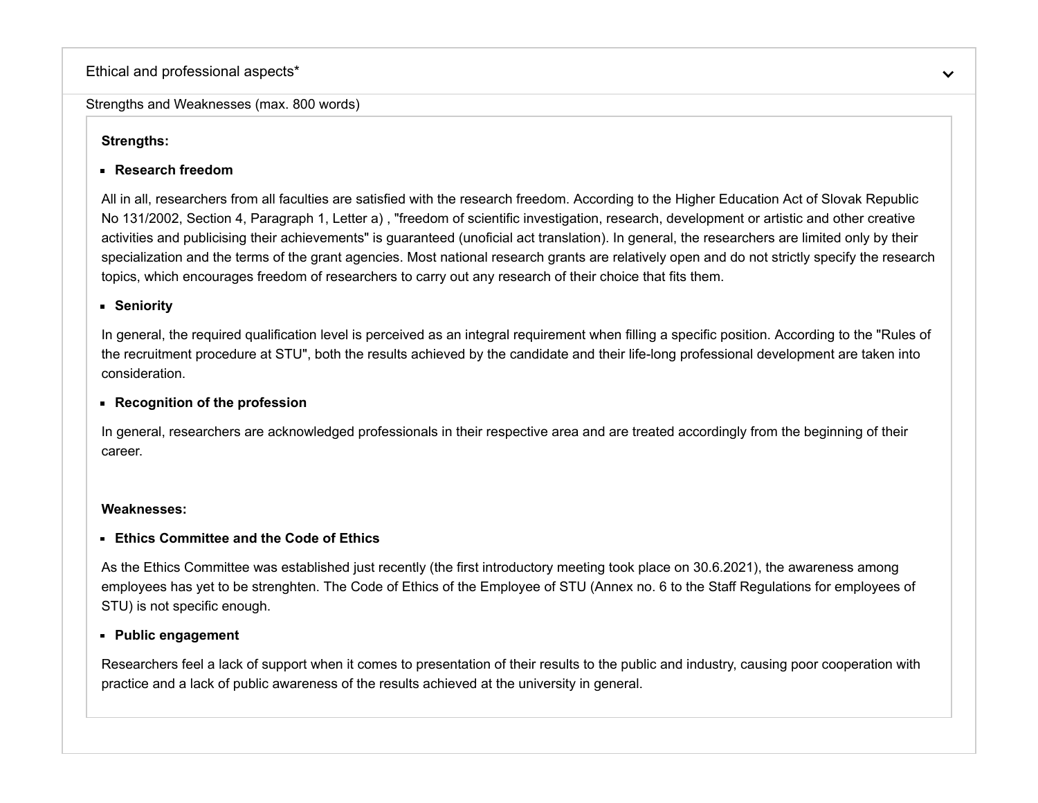Ethical and professional aspects*

Strengths and Weaknesses (max. 800 words)

**Strengths:**

- **Research freedom**

All in all, researchers from all faculties are satisfied with the research freedom. According to the Higher Education Act of Slovak Republic No 131/2002, Section 4, Paragraph 1, Letter a) , "freedom of scientific investigation, research, development or artistic and other creative activities and publicising their achievements" is guaranteed (unoficial act translation). In general, the researchers are limited only by their specialization and the terms of the grant agencies. Most national research grants are relatively open and do not strictly specify the research topics, which encourages freedom of researchers to carry out any research of their choice that fits them.

- **Seniority**

In general, the required qualification level is perceived as an integral requirement when filling a specific position. According to the "Rules of the recruitment procedure at STU", both the results achieved by the candidate and their life-long professional development are taken into consideration.

- **Recognition of the profession**

In general, researchers are acknowledged professionals in their respective area and are treated accordingly from the beginning of their career.

**Weaknesses:**

- **Ethics Committee and the Code of Ethics**

As the Ethics Committee was established just recently (the first introductory meeting took place on 30.6.2021), the awareness among employees has yet to be strenghten. The Code of Ethics of the Employee of STU (Annex no. 6 to the Staff Regulations for employees of STU) is not specific enough.

- **Public engagement**

Researchers feel a lack of support when it comes to presentation of their results to the public and industry, causing poor cooperation with practice and a lack of public awareness of the results achieved at the university in general.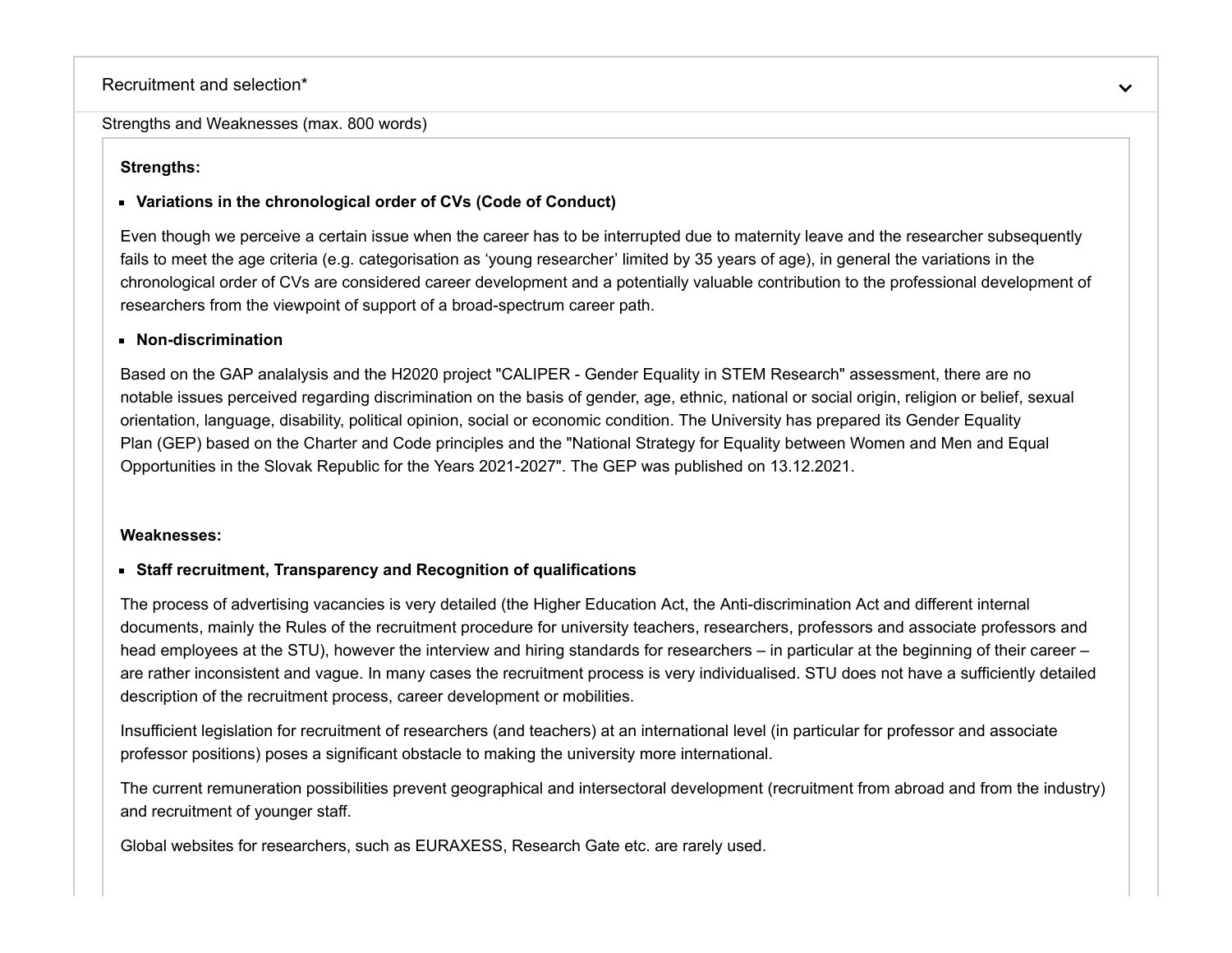Recruitment and selection*

Strengths and Weaknesses (max. 800 words)

**Strengths:**

- **Variations in the chronological order of CVs (Code of Conduct)**

Even though we perceive a certain issue when the career has to be interrupted due to maternity leave and the researcher subsequently fails to meet the age criteria (e.g. categorisation as 'young researcher' limited by 35 years of age), in general the variations in the chronological order of CVs are considered career development and a potentially valuable contribution to the professional development of researchers from the viewpoint of support of a broad-spectrum career path.

- **Non-discrimination**

Based on the GAP analalysis and the H2020 project "CALIPER - Gender Equality in STEM Research" assessment, there are no notable issues perceived regarding discrimination on the basis of gender, age, ethnic, national or social origin, religion or belief, sexual orientation, language, disability, political opinion, social or economic condition. The University has prepared its Gender Equality Plan (GEP) based on the Charter and Code principles and the "National Strategy for Equality between Women and Men and Equal Opportunities in the Slovak Republic for the Years 2021-2027". The GEP was published on 13.12.2021.

**Weaknesses:**

- **Staff recruitment, Transparency and Recognition of qualifications**

The process of advertising vacancies is very detailed (the Higher Education Act, the Anti-discrimination Act and different internal documents, mainly the Rules of the recruitment procedure for university teachers, researchers, professors and associate professors and head employees at the STU), however the interview and hiring standards for researchers – in particular at the beginning of their career – are rather inconsistent and vague. In many cases the recruitment process is very individualised. STU does not have a sufficiently detailed description of the recruitment process, career development or mobilities.

Insufficient legislation for recruitment of researchers (and teachers) at an international level (in particular for professor and associate professor positions) poses a significant obstacle to making the university more international.

The current remuneration possibilities prevent geographical and intersectoral development (recruitment from abroad and from the industry) and recruitment of younger staff.

Global websites for researchers, such as EURAXESS, Research Gate etc. are rarely used.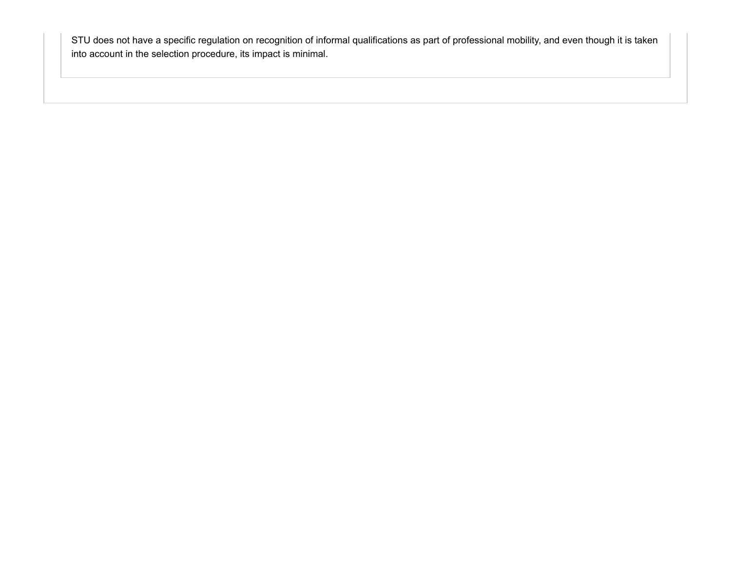STU does not have a specific regulation on recognition of informal qualifications as part of professional mobility, and even though it is taken into account in the selection procedure, its impact is minimal.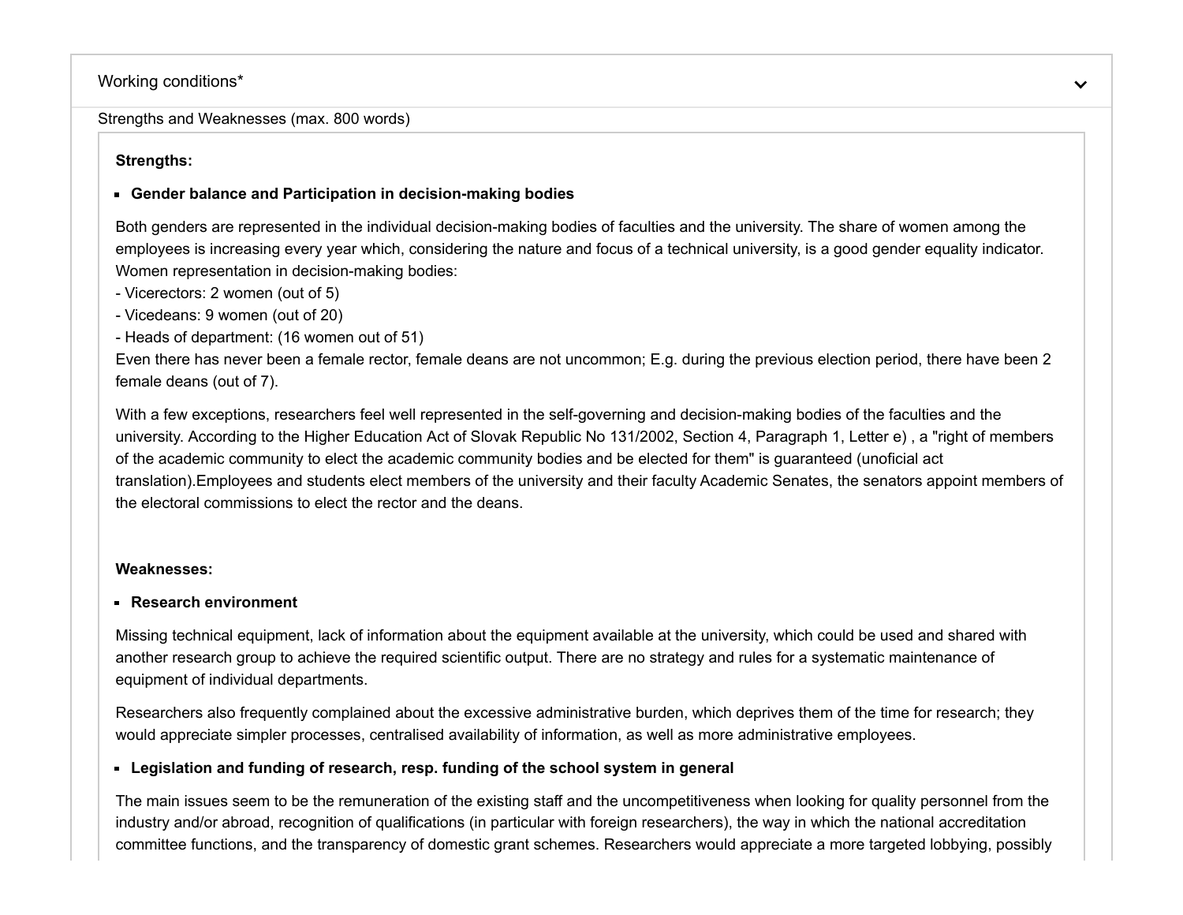Working conditions*

Strengths and Weaknesses (max. 800 words)

**Strengths:**

- **Gender balance and Participation in decision-making bodies**

Both genders are represented in the individual decision-making bodies of faculties and the university. The share of women among the employees is increasing every year which, considering the nature and focus of a technical university, is a good gender equality indicator.
Women representation in decision-making bodies:
- Vicerectors: 2 women (out of 5)
- Vicedeans: 9 women (out of 20)
- Heads of department: (16 women out of 51)

Even there has never been a female rector, female deans are not uncommon; E.g. during the previous election period, there have been 2 female deans (out of 7).

With a few exceptions, researchers feel well represented in the self-governing and decision-making bodies of the faculties and the university. According to the Higher Education Act of Slovak Republic No 131/2002, Section 4, Paragraph 1, Letter e) , a "right of members of the academic community to elect the academic community bodies and be elected for them" is guaranteed (unoficial act translation).Employees and students elect members of the university and their faculty Academic Senates, the senators appoint members of the electoral commissions to elect the rector and the deans.

**Weaknesses:**

- **Research environment**

Missing technical equipment, lack of information about the equipment available at the university, which could be used and shared with another research group to achieve the required scientific output. There are no strategy and rules for a systematic maintenance of equipment of individual departments.

Researchers also frequently complained about the excessive administrative burden, which deprives them of the time for research; they would appreciate simpler processes, centralised availability of information, as well as more administrative employees.

- **Legislation and funding of research, resp. funding of the school system in general**

The main issues seem to be the remuneration of the existing staff and the uncompetitiveness when looking for quality personnel from the industry and/or abroad, recognition of qualifications (in particular with foreign researchers), the way in which the national accreditation committee functions, and the transparency of domestic grant schemes. Researchers would appreciate a more targeted lobbying, possibly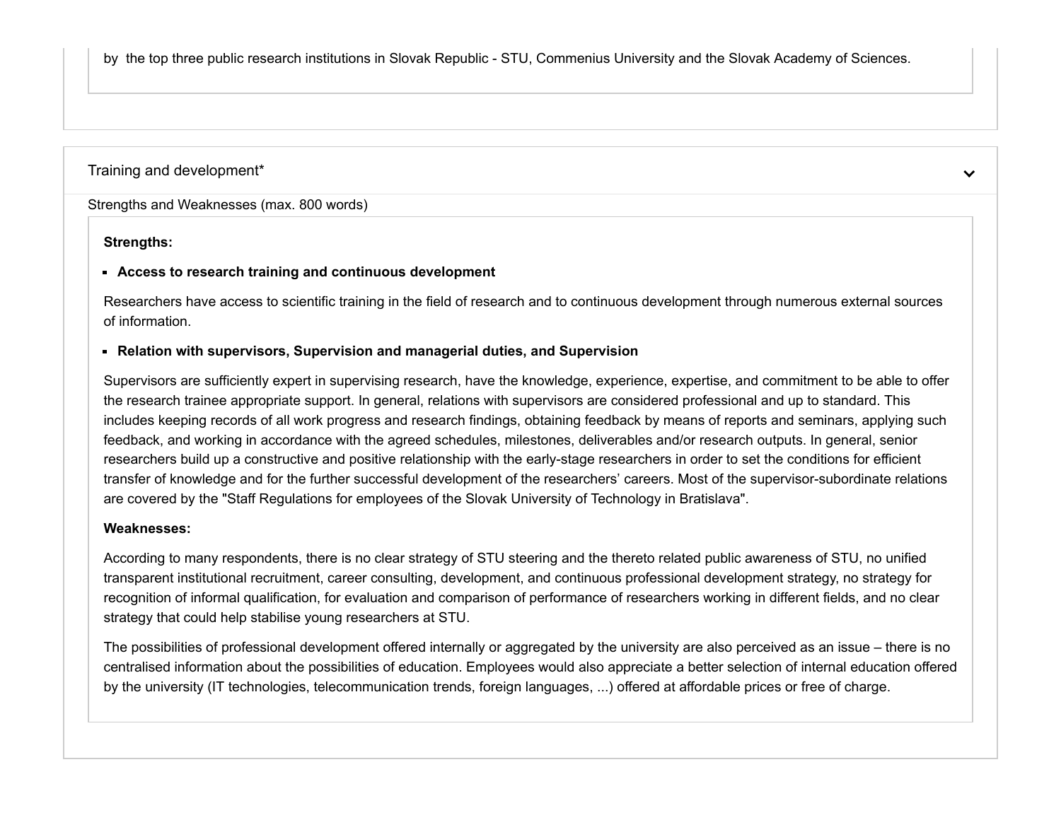by the top three public research institutions in Slovak Republic - STU, Commenius University and the Slovak Academy of Sciences.

Training and development*

Strengths and Weaknesses (max. 800 words)

**Strengths:**

- **Access to research training and continuous development**

Researchers have access to scientific training in the field of research and to continuous development through numerous external sources of information.

- **Relation with supervisors, Supervision and managerial duties, and Supervision**

Supervisors are sufficiently expert in supervising research, have the knowledge, experience, expertise, and commitment to be able to offer the research trainee appropriate support. In general, relations with supervisors are considered professional and up to standard. This includes keeping records of all work progress and research findings, obtaining feedback by means of reports and seminars, applying such feedback, and working in accordance with the agreed schedules, milestones, deliverables and/or research outputs. In general, senior researchers build up a constructive and positive relationship with the early-stage researchers in order to set the conditions for efficient transfer of knowledge and for the further successful development of the researchers' careers. Most of the supervisor-subordinate relations are covered by the "Staff Regulations for employees of the Slovak University of Technology in Bratislava".

**Weaknesses:**

According to many respondents, there is no clear strategy of STU steering and the thereto related public awareness of STU, no unified transparent institutional recruitment, career consulting, development, and continuous professional development strategy, no strategy for recognition of informal qualification, for evaluation and comparison of performance of researchers working in different fields, and no clear strategy that could help stabilise young researchers at STU.

The possibilities of professional development offered internally or aggregated by the university are also perceived as an issue – there is no centralised information about the possibilities of education. Employees would also appreciate a better selection of internal education offered by the university (IT technologies, telecommunication trends, foreign languages, ...) offered at affordable prices or free of charge.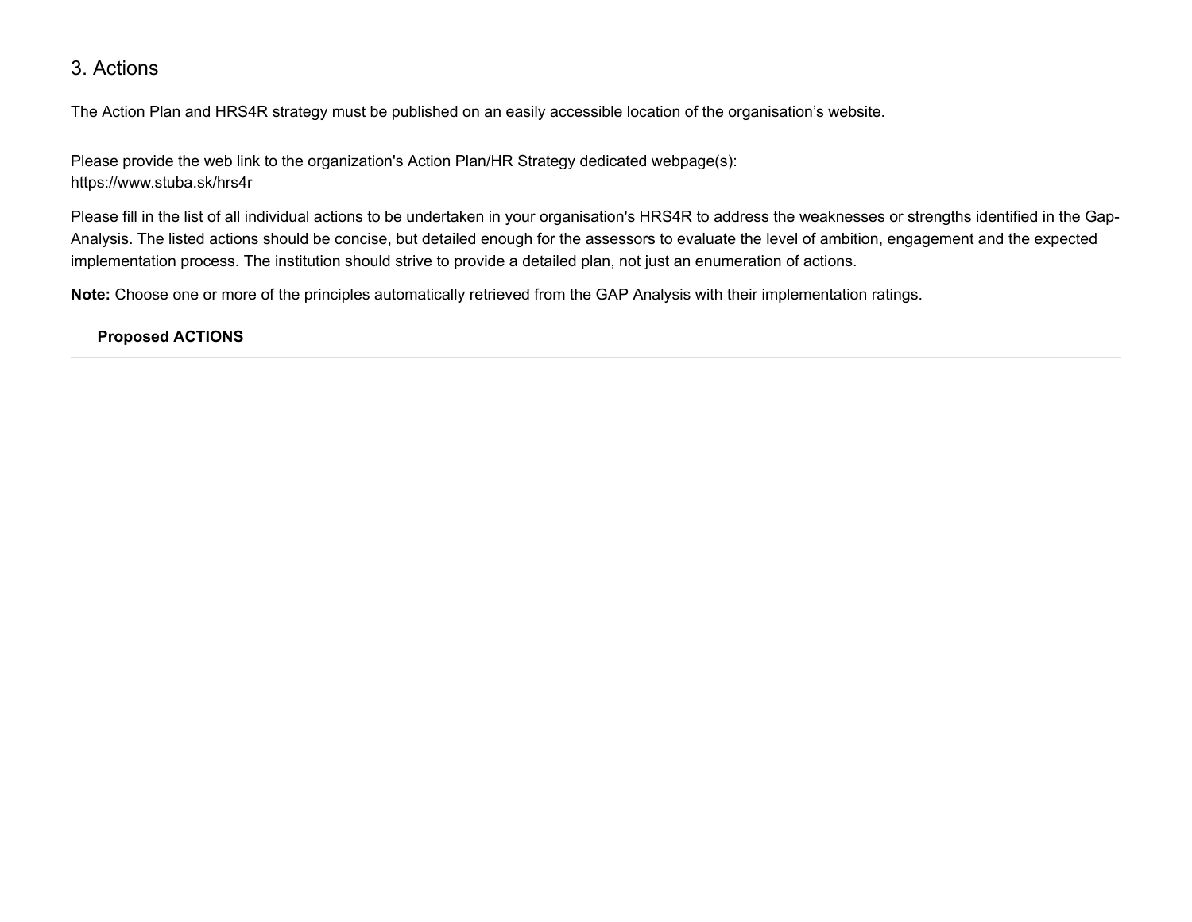## 3. Actions

The Action Plan and HRS4R strategy must be published on an easily accessible location of the organisation's website.

Please provide the web link to the organization's Action Plan/HR Strategy dedicated webpage(s):
https://www.stuba.sk/hrs4r

Please fill in the list of all individual actions to be undertaken in your organisation's HRS4R to address the weaknesses or strengths identified in the Gap-Analysis. The listed actions should be concise, but detailed enough for the assessors to evaluate the level of ambition, engagement and the expected implementation process. The institution should strive to provide a detailed plan, not just an enumeration of actions.

**Note:** Choose one or more of the principles automatically retrieved from the GAP Analysis with their implementation ratings.

**Proposed ACTIONS**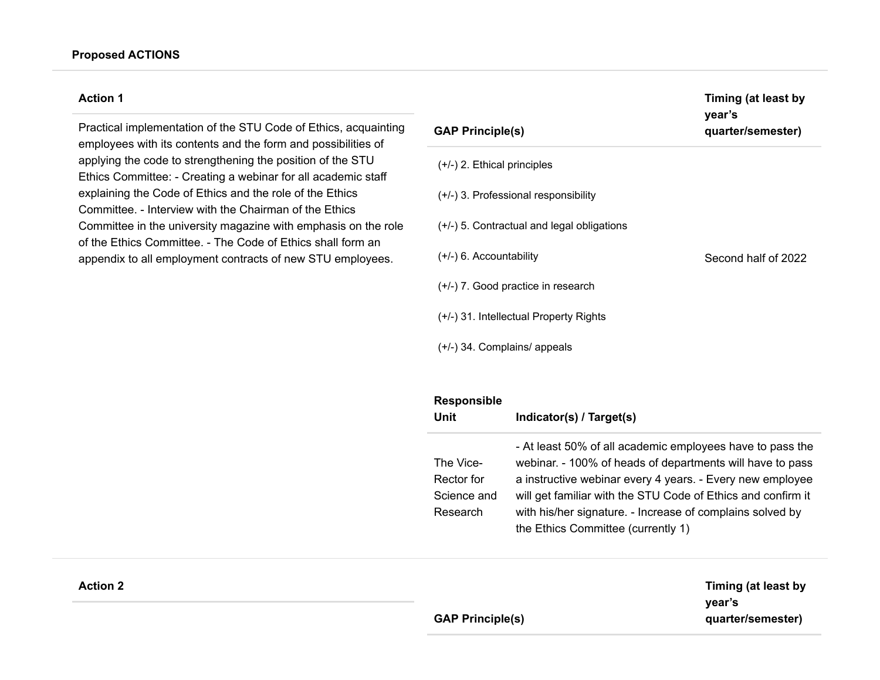**Proposed ACTIONS**

**Action 1**

Practical implementation of the STU Code of Ethics, acquainting employees with its contents and the form and possibilities of applying the code to strengthening the position of the STU Ethics Committee: - Creating a webinar for all academic staff explaining the Code of Ethics and the role of the Ethics Committee. - Interview with the Chairman of the Ethics Committee in the university magazine with emphasis on the role of the Ethics Committee. - The Code of Ethics shall form an appendix to all employment contracts of new STU employees.

| GAP Principle(s) | Timing (at least by year's quarter/semester) |
|---|---|
| (+/-) 2. Ethical principles<br>(+/-) 3. Professional responsibility<br>(+/-) 5. Contractual and legal obligations<br>(+/-) 6. Accountability<br>(+/-) 7. Good practice in research<br>(+/-) 31. Intellectual Property Rights<br>(+/-) 34. Complains/ appeals | Second half of 2022 |

| Responsible Unit | Indicator(s) / Target(s) |
|---|---|
| The Vice-Rector for Science and Research | - At least 50% of all academic employees have to pass the webinar. - 100% of heads of departments will have to pass a instructive webinar every 4 years. - Every new employee will get familiar with the STU Code of Ethics and confirm it with his/her signature. - Increase of complains solved by the Ethics Committee (currently 1) |

**Action 2**

| GAP Principle(s) | Timing (at least by year's quarter/semester) |
|---|---|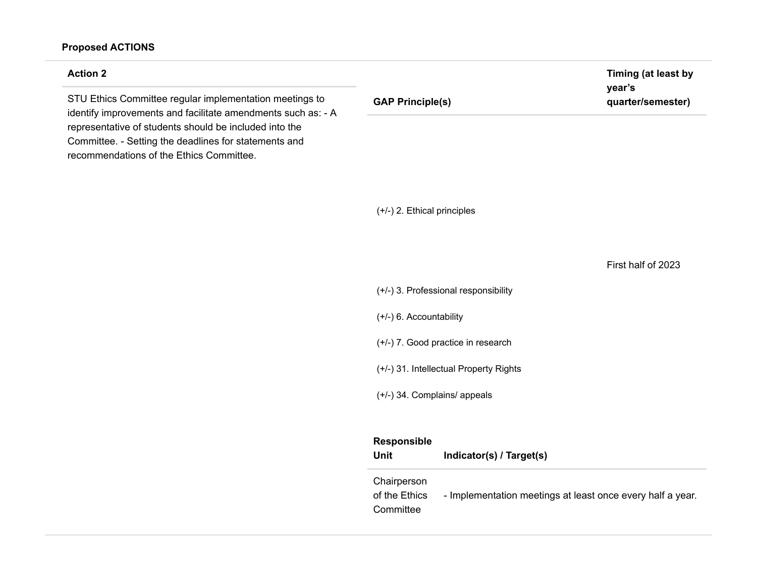**Proposed ACTIONS**

| Action 2 | GAP Principle(s) | Timing (at least by year's quarter/semester) |
|---|---|---|
| STU Ethics Committee regular implementation meetings to identify improvements and facilitate amendments such as: - A representative of students should be included into the Committee. - Setting the deadlines for statements and recommendations of the Ethics Committee. | (+/-) 2. Ethical principles<br>(+/-) 3. Professional responsibility<br>(+/-) 6. Accountability<br>(+/-) 7. Good practice in research<br>(+/-) 31. Intellectual Property Rights<br>(+/-) 34. Complains/ appeals | First half of 2023 |

| Responsible Unit | Indicator(s) / Target(s) |
|---|---|
| Chairperson of the Ethics Committee | - Implementation meetings at least once every half a year. |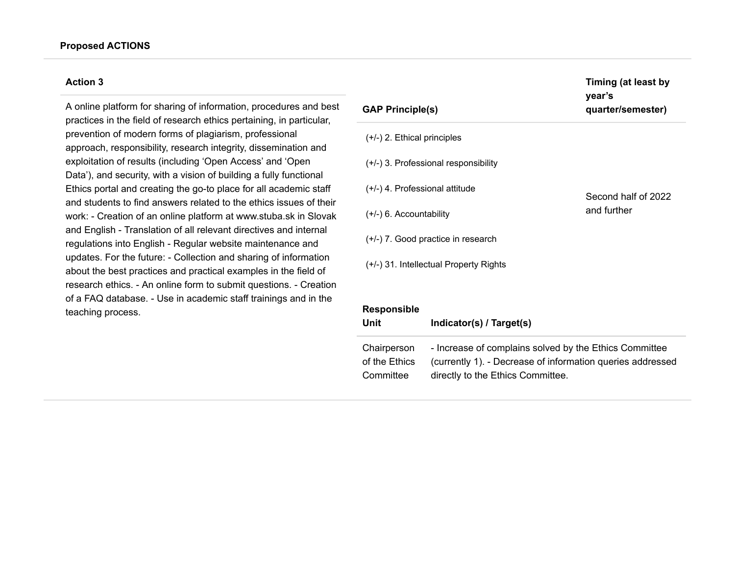**Proposed ACTIONS**

| Action 3 | GAP Principle(s) | Timing (at least by year's quarter/semester) |
| --- | --- | --- |
| A online platform for sharing of information, procedures and best practices in the field of research ethics pertaining, in particular, prevention of modern forms of plagiarism, professional approach, responsibility, research integrity, dissemination and exploitation of results (including 'Open Access' and 'Open Data'), and security, with a vision of building a fully functional Ethics portal and creating the go-to place for all academic staff and students to find answers related to the ethics issues of their work: - Creation of an online platform at www.stuba.sk in Slovak and English - Translation of all relevant directives and internal regulations into English - Regular website maintenance and updates. For the future: - Collection and sharing of information about the best practices and practical examples in the field of research ethics. - An online form to submit questions. - Creation of a FAQ database. - Use in academic staff trainings and in the teaching process. | (+/-) 2. Ethical principles<br>(+/-) 3. Professional responsibility<br>(+/-) 4. Professional attitude<br>(+/-) 6. Accountability<br>(+/-) 7. Good practice in research<br>(+/-) 31. Intellectual Property Rights | Second half of 2022 and further |

| Responsible Unit | Indicator(s) / Target(s) |
| --- | --- |
| Chairperson of the Ethics Committee | - Increase of complains solved by the Ethics Committee (currently 1). - Decrease of information queries addressed directly to the Ethics Committee. |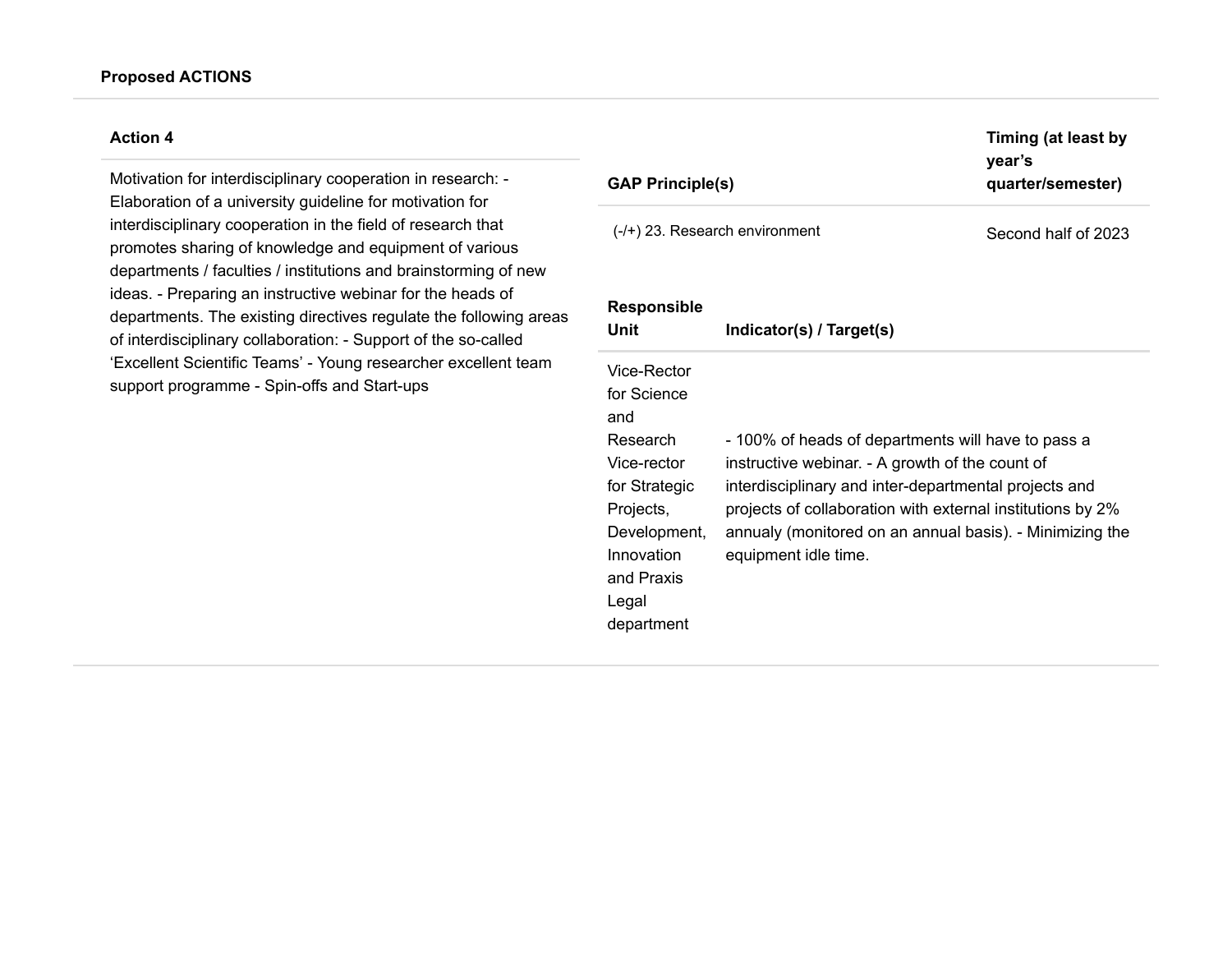**Proposed ACTIONS**

| Action 4 | GAP Principle(s) | Timing (at least by year's quarter/semester) |
|---|---|---|
| Motivation for interdisciplinary cooperation in research: - Elaboration of a university guideline for motivation for interdisciplinary cooperation in the field of research that promotes sharing of knowledge and equipment of various departments / faculties / institutions and brainstorming of new ideas. - Preparing an instructive webinar for the heads of departments. The existing directives regulate the following areas of interdisciplinary collaboration: - Support of the so-called 'Excellent Scientific Teams' - Young researcher excellent team support programme - Spin-offs and Start-ups | (-/+) 23. Research environment | Second half of 2023 |

| Responsible Unit | Indicator(s) / Target(s) |
|---|---|
| Vice-Rector for Science and Research Vice-rector for Strategic Projects, Development, Innovation and Praxis Legal department | - 100% of heads of departments will have to pass a instructive webinar. - A growth of the count of interdisciplinary and inter-departmental projects and projects of collaboration with external institutions by 2% annualy (monitored on an annual basis). - Minimizing the equipment idle time. |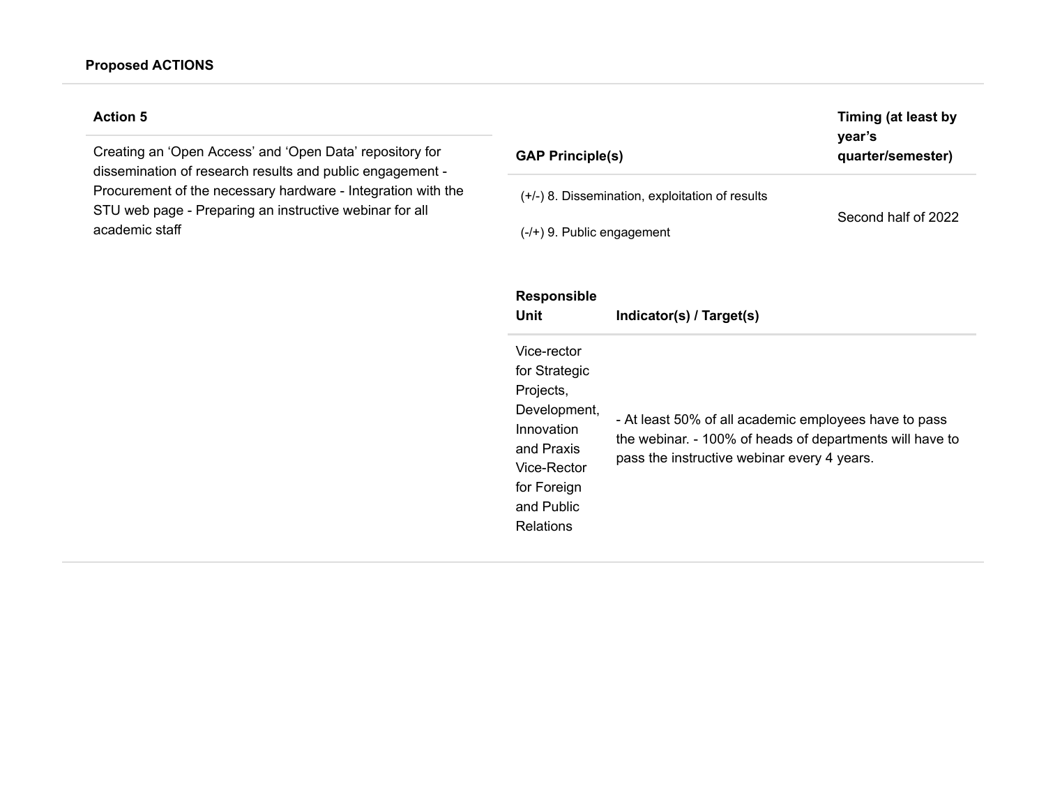**Proposed ACTIONS**

| Action 5 | GAP Principle(s) | Timing (at least by year's quarter/semester) |
|---|---|---|
| Creating an 'Open Access' and 'Open Data' repository for dissemination of research results and public engagement - Procurement of the necessary hardware - Integration with the STU web page - Preparing an instructive webinar for all academic staff | (+/-) 8. Dissemination, exploitation of results<br><br>(-/+) 9. Public engagement | Second half of 2022 |

| Responsible Unit | Indicator(s) / Target(s) |
|---|---|
| Vice-rector for Strategic Projects, Development, Innovation and Praxis Vice-Rector for Foreign and Public Relations | - At least 50% of all academic employees have to pass the webinar. - 100% of heads of departments will have to pass the instructive webinar every 4 years. |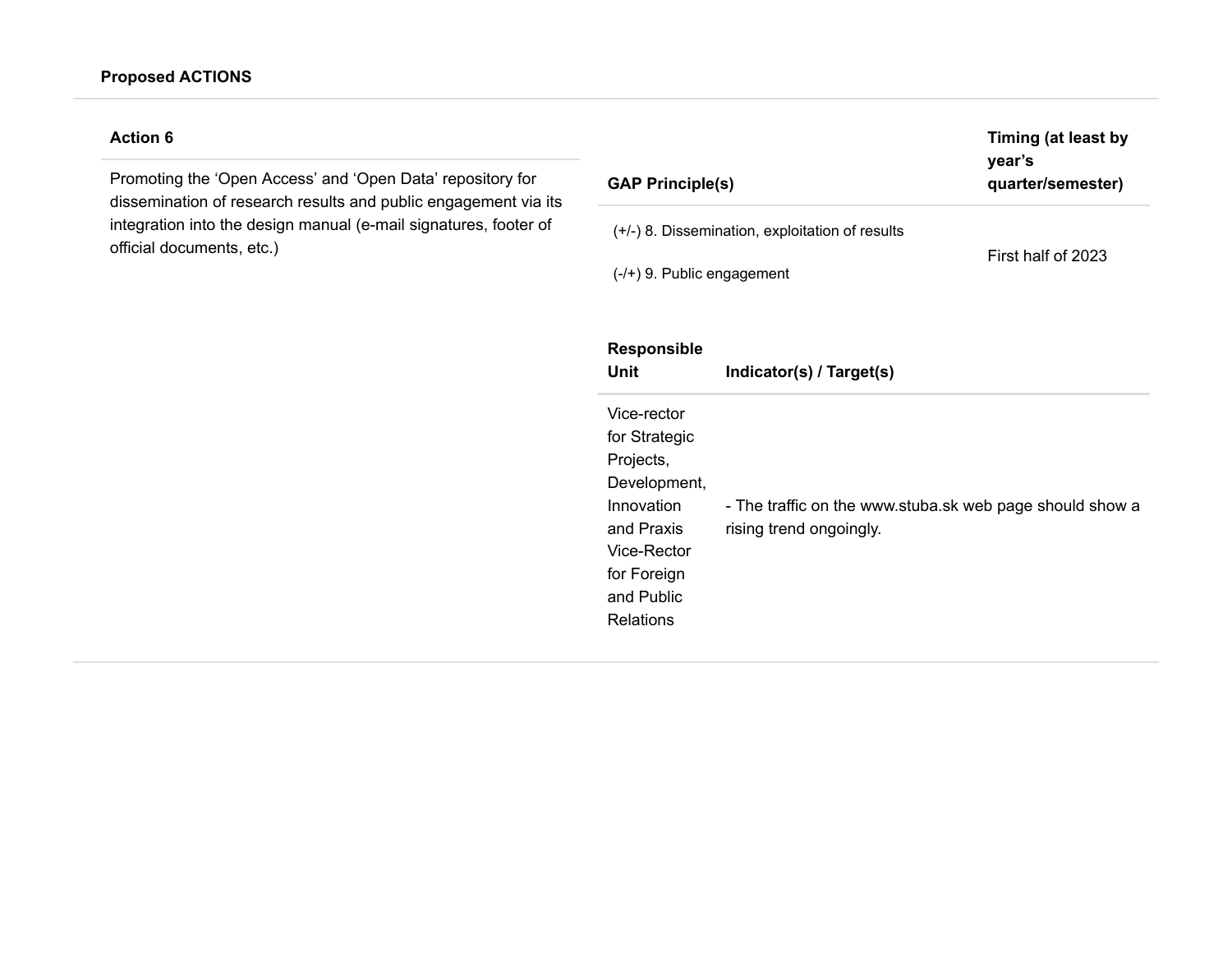**Proposed ACTIONS**

| Action 6 | GAP Principle(s) | Timing (at least by year's quarter/semester) |
|---|---|---|
| Promoting the 'Open Access' and 'Open Data' repository for dissemination of research results and public engagement via its integration into the design manual (e-mail signatures, footer of official documents, etc.) | (+/-) 8. Dissemination, exploitation of results<br><br>(-/+) 9. Public engagement | First half of 2023 |

| Responsible Unit | Indicator(s) / Target(s) |
|---|---|
| Vice-rector for Strategic Projects, Development, Innovation and Praxis<br>Vice-Rector for Foreign and Public Relations | - The traffic on the www.stuba.sk web page should show a rising trend ongoingly. |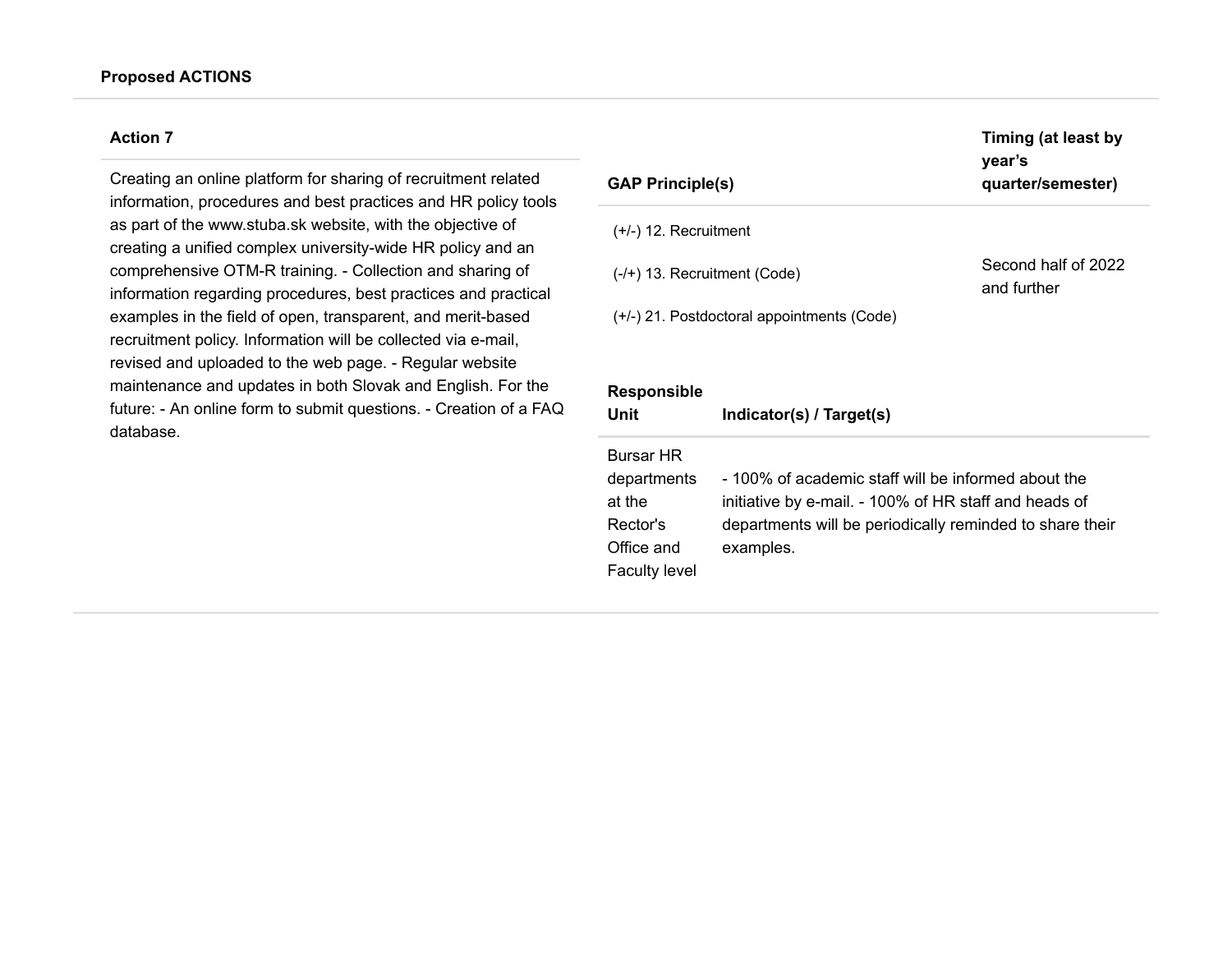**Proposed ACTIONS**

| Action 7 | GAP Principle(s) | Timing (at least by year's quarter/semester) |
|---|---|---|
| Creating an online platform for sharing of recruitment related information, procedures and best practices and HR policy tools as part of the www.stuba.sk website, with the objective of creating a unified complex university-wide HR policy and an comprehensive OTM-R training. - Collection and sharing of information regarding procedures, best practices and practical examples in the field of open, transparent, and merit-based recruitment policy. Information will be collected via e-mail, revised and uploaded to the web page. - Regular website maintenance and updates in both Slovak and English. For the future: - An online form to submit questions. - Creation of a FAQ database. | (+/-) 12. Recruitment<br><br>(-/+) 13. Recruitment (Code)<br><br>(+/-) 21. Postdoctoral appointments (Code) | Second half of 2022 and further |

| Responsible Unit | Indicator(s) / Target(s) |
|---|---|
| Bursar HR departments at the Rector's Office and Faculty level | - 100% of academic staff will be informed about the initiative by e-mail. - 100% of HR staff and heads of departments will be periodically reminded to share their examples. |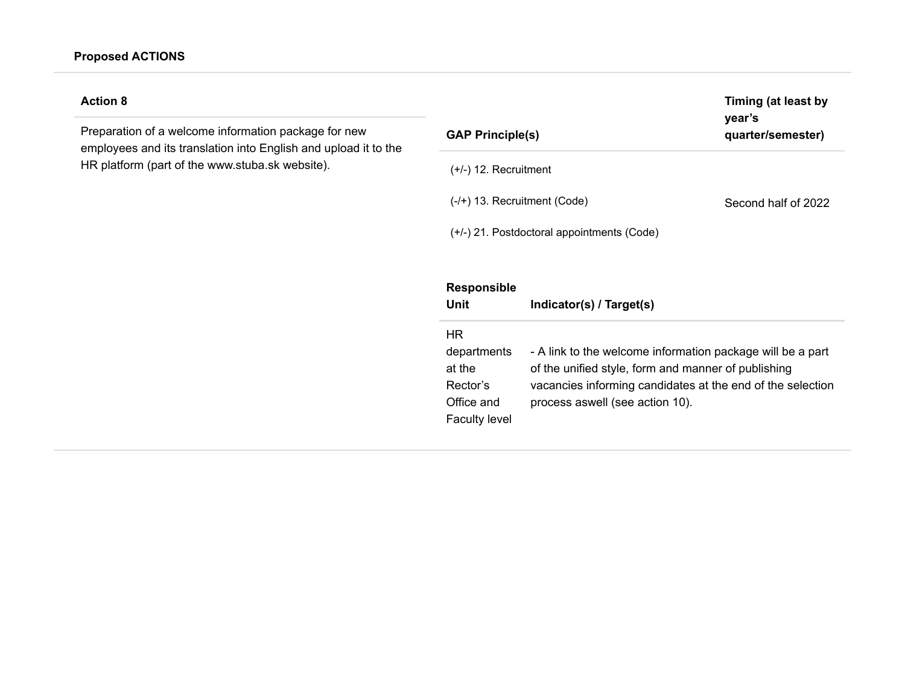**Proposed ACTIONS**

| Action 8 | GAP Principle(s) | Timing (at least by year's quarter/semester) |
|---|---|---|
| Preparation of a welcome information package for new employees and its translation into English and upload it to the HR platform (part of the www.stuba.sk website). | (+/-) 12. Recruitment<br><br>(-/+) 13. Recruitment (Code)<br><br>(+/-) 21. Postdoctoral appointments (Code) | Second half of 2022 |

| Responsible Unit | Indicator(s) / Target(s) |
|---|---|
| HR departments at the Rector's Office and Faculty level | - A link to the welcome information package will be a part of the unified style, form and manner of publishing vacancies informing candidates at the end of the selection process aswell (see action 10). |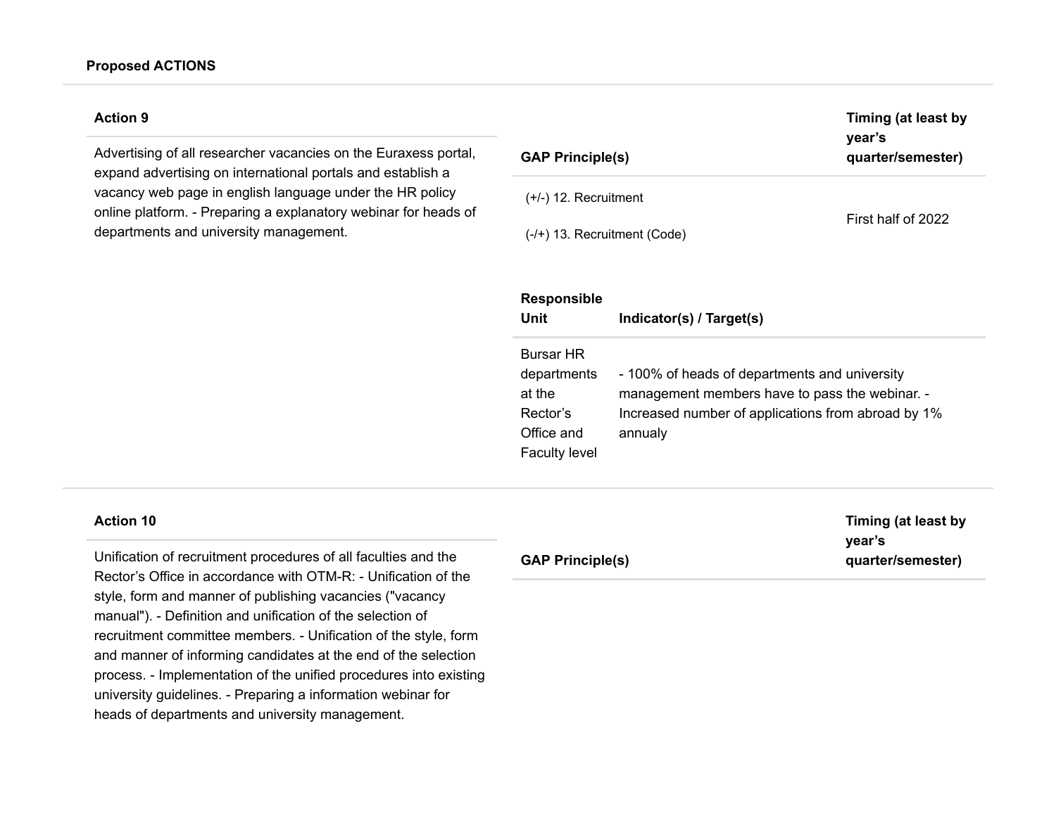**Proposed ACTIONS**

### Action 9

Advertising of all researcher vacancies on the Euraxess portal, expand advertising on international portals and establish a vacancy web page in english language under the HR policy online platform. - Preparing a explanatory webinar for heads of departments and university management.

| GAP Principle(s) | Timing (at least by year's quarter/semester) |
|---|---|
| (+/-) 12. Recruitment<br><br>(-/+) 13. Recruitment (Code) | First half of 2022 |

| Responsible Unit | Indicator(s) / Target(s) |
|---|---|
| Bursar HR departments at the Rector's Office and Faculty level | - 100% of heads of departments and university management members have to pass the webinar. - Increased number of applications from abroad by 1% annualy |

### Action 10

Unification of recruitment procedures of all faculties and the Rector's Office in accordance with OTM-R: - Unification of the style, form and manner of publishing vacancies ("vacancy manual"). - Definition and unification of the selection of recruitment committee members. - Unification of the style, form and manner of informing candidates at the end of the selection process. - Implementation of the unified procedures into existing university guidelines. - Preparing a information webinar for heads of departments and university management.

| GAP Principle(s) | Timing (at least by year's quarter/semester) |
|---|---|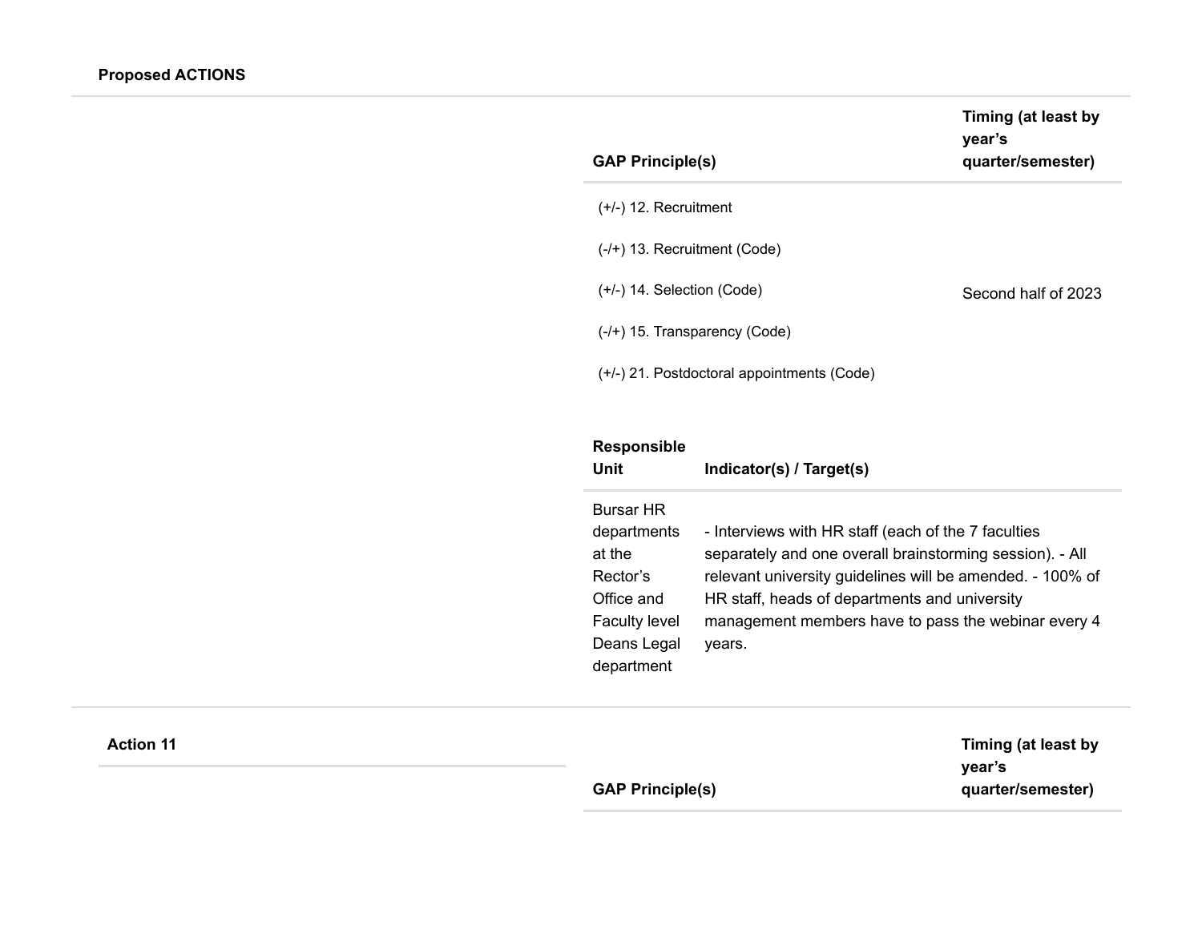**Proposed ACTIONS**

| GAP Principle(s) | Timing (at least by year's quarter/semester) |
| --- | --- |
| (+/-) 12. Recruitment<br><br>(-/+) 13. Recruitment (Code)<br><br>(+/-) 14. Selection (Code)<br><br>(-/+) 15. Transparency (Code)<br><br>(+/-) 21. Postdoctoral appointments (Code) | Second half of 2023 |

| Responsible Unit | Indicator(s) / Target(s) |
| --- | --- |
| Bursar HR departments at the Rector's Office and Faculty level Deans Legal department | - Interviews with HR staff (each of the 7 faculties separately and one overall brainstorming session). - All relevant university guidelines will be amended. - 100% of HR staff, heads of departments and university management members have to pass the webinar every 4 years. |

**Action 11**

| GAP Principle(s) | Timing (at least by year's quarter/semester) |
| --- | --- |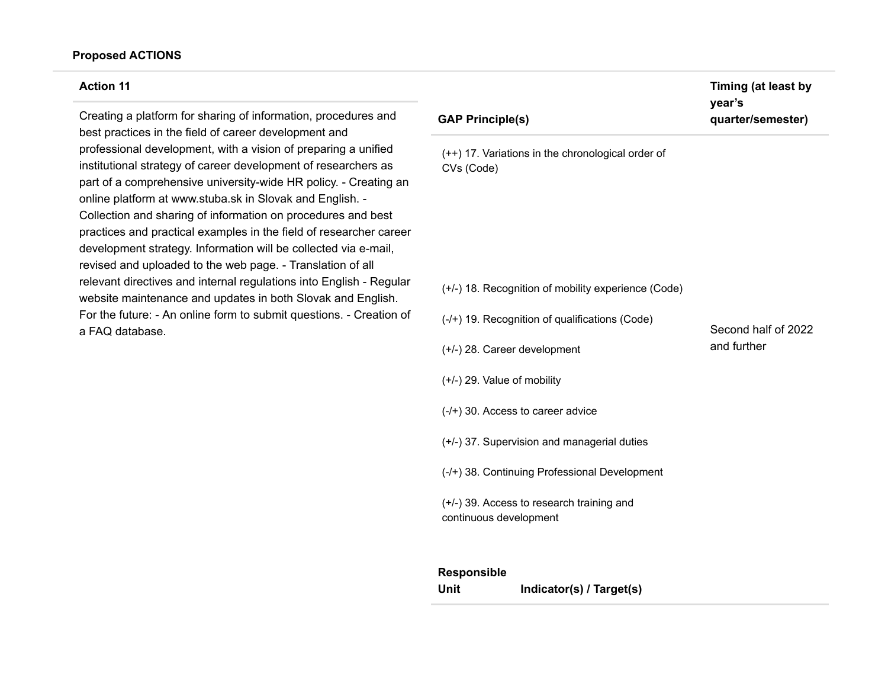**Proposed ACTIONS**

| Action 11 | GAP Principle(s) | Timing (at least by year's quarter/semester) |
|---|---|---|
| Creating a platform for sharing of information, procedures and best practices in the field of career development and professional development, with a vision of preparing a unified institutional strategy of career development of researchers as part of a comprehensive university-wide HR policy. - Creating an online platform at www.stuba.sk in Slovak and English. - Collection and sharing of information on procedures and best practices and practical examples in the field of researcher career development strategy. Information will be collected via e-mail, revised and uploaded to the web page. - Translation of all relevant directives and internal regulations into English - Regular website maintenance and updates in both Slovak and English. For the future: - An online form to submit questions. - Creation of a FAQ database. | (++) 17. Variations in the chronological order of CVs (Code)<br><br>(+/-) 18. Recognition of mobility experience (Code)<br><br>(-/+) 19. Recognition of qualifications (Code)<br><br>(+/-) 28. Career development<br><br>(+/-) 29. Value of mobility<br><br>(-/+) 30. Access to career advice<br><br>(+/-) 37. Supervision and managerial duties<br><br>(-/+) 38. Continuing Professional Development<br><br>(+/-) 39. Access to research training and continuous development | Second half of 2022 and further |

| Responsible Unit | Indicator(s) / Target(s) |
|---|---|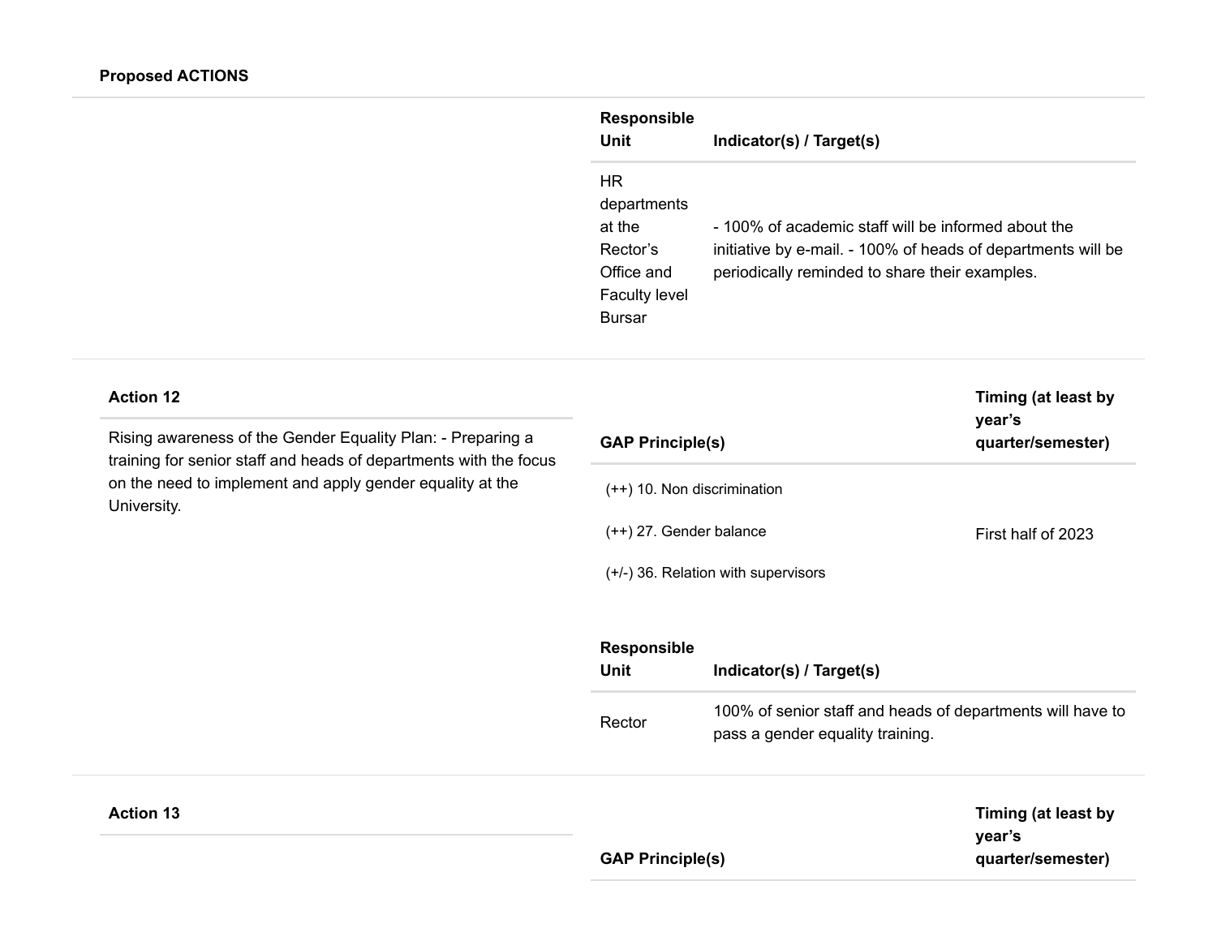**Proposed ACTIONS**

| Responsible Unit | Indicator(s) / Target(s) |
|---|---|
| HR departments at the Rector's Office and Faculty level Bursar | - 100% of academic staff will be informed about the initiative by e-mail. - 100% of heads of departments will be periodically reminded to share their examples. |

**Action 12**

Rising awareness of the Gender Equality Plan: - Preparing a training for senior staff and heads of departments with the focus on the need to implement and apply gender equality at the University.

| GAP Principle(s) | Timing (at least by year's quarter/semester) |
|---|---|
| (++) 10. Non discrimination<br>(++) 27. Gender balance<br>(+/-) 36. Relation with supervisors | First half of 2023 |

| Responsible Unit | Indicator(s) / Target(s) |
|---|---|
| Rector | 100% of senior staff and heads of departments will have to pass a gender equality training. |

**Action 13**

| GAP Principle(s) | Timing (at least by year's quarter/semester) |
|---|---|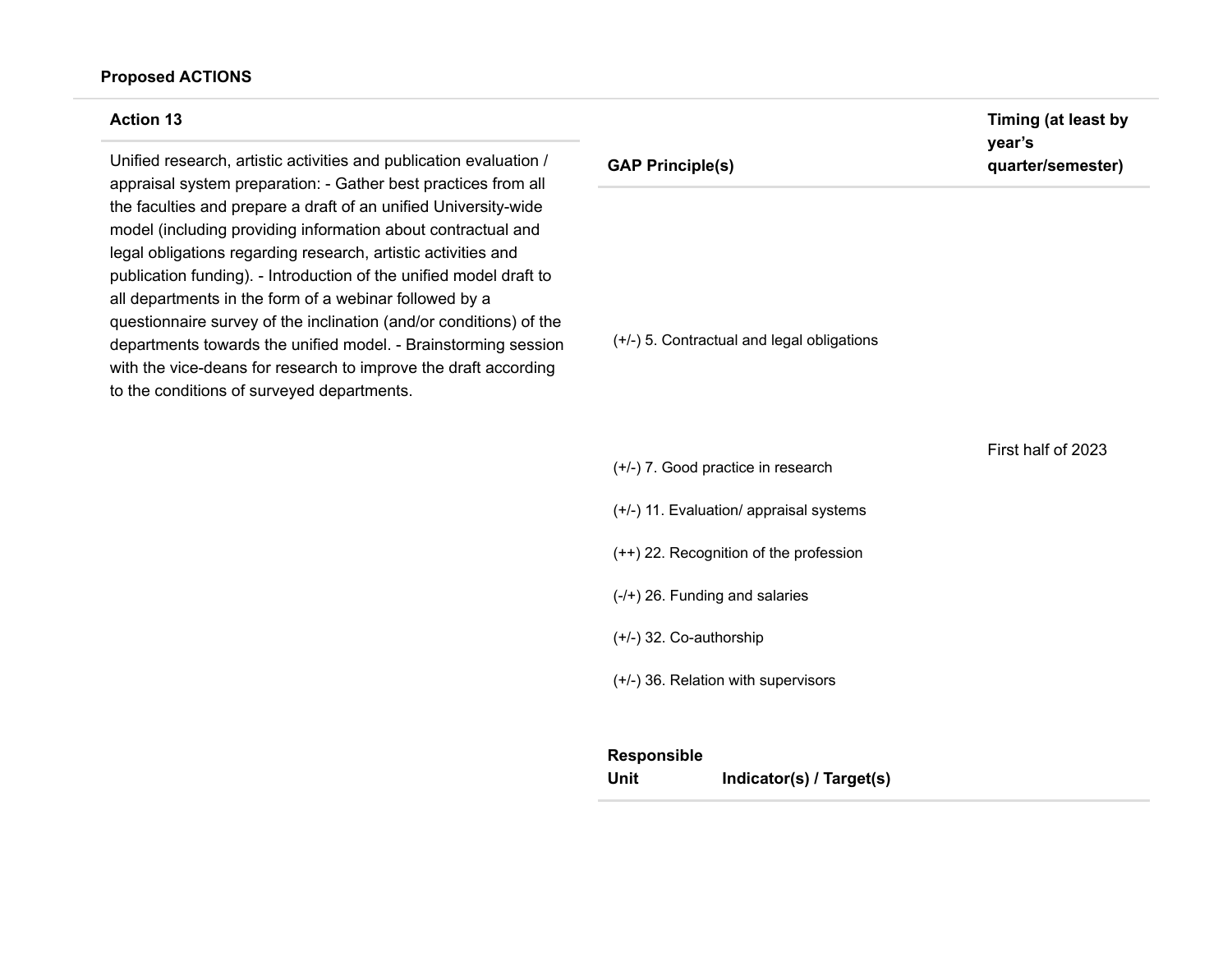**Proposed ACTIONS**

| Action 13 | GAP Principle(s) | Timing (at least by year's quarter/semester) |
| --- | --- | --- |
| Unified research, artistic activities and publication evaluation / appraisal system preparation: - Gather best practices from all the faculties and prepare a draft of an unified University-wide model (including providing information about contractual and legal obligations regarding research, artistic activities and publication funding). - Introduction of the unified model draft to all departments in the form of a webinar followed by a questionnaire survey of the inclination (and/or conditions) of the departments towards the unified model. - Brainstorming session with the vice-deans for research to improve the draft according to the conditions of surveyed departments. | (+/-) 5. Contractual and legal obligations<br>(+/-) 7. Good practice in research<br>(+/-) 11. Evaluation/ appraisal systems<br>(++) 22. Recognition of the profession<br>(-/+) 26. Funding and salaries<br>(+/-) 32. Co-authorship<br>(+/-) 36. Relation with supervisors | First half of 2023 |

| Responsible Unit | Indicator(s) / Target(s) |
| --- | --- |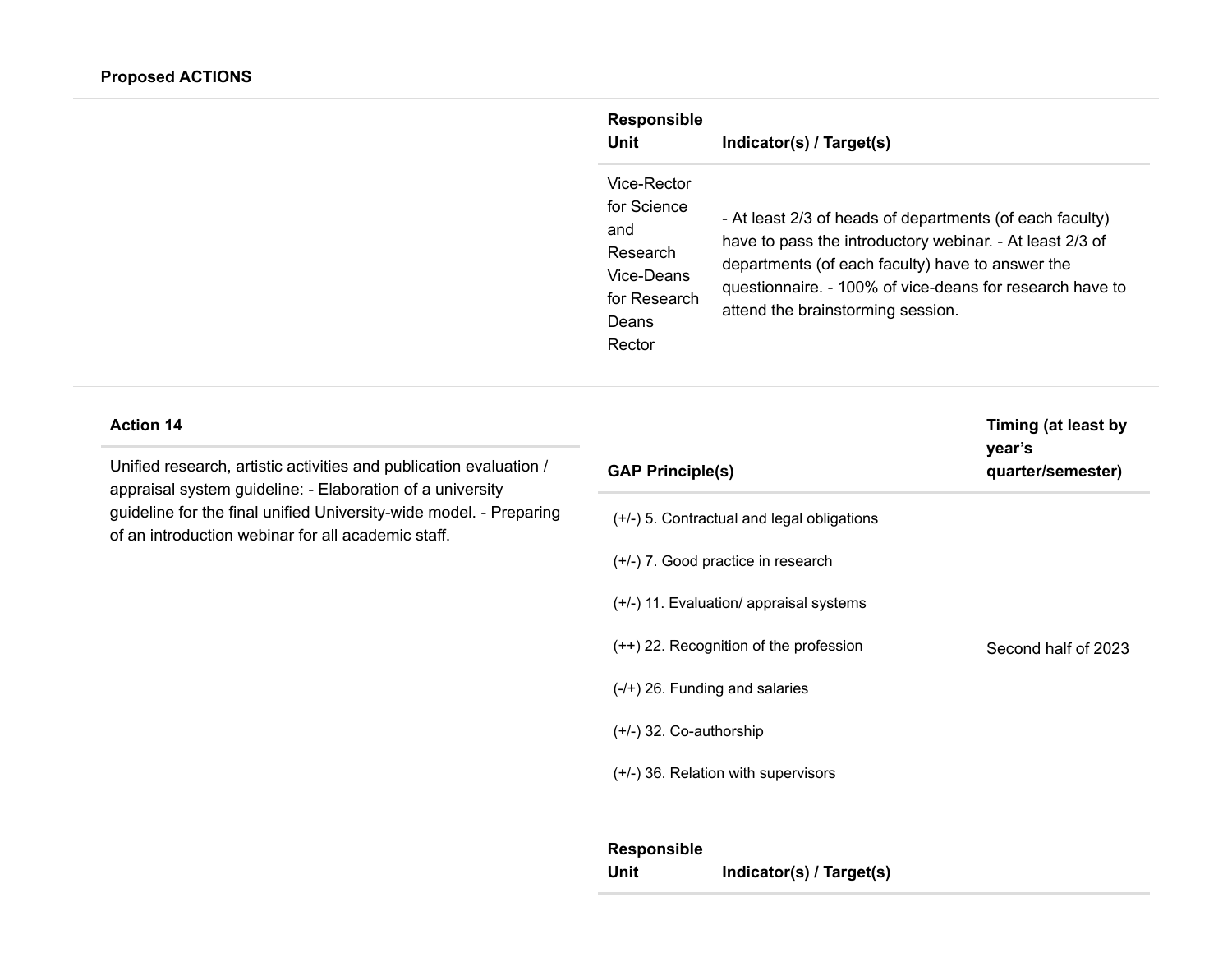**Proposed ACTIONS**

| Responsible Unit | Indicator(s) / Target(s) |
| --- | --- |
| Vice-Rector for Science and Research Vice-Deans for Research Deans Rector | - At least 2/3 of heads of departments (of each faculty) have to pass the introductory webinar. - At least 2/3 of departments (of each faculty) have to answer the questionnaire. - 100% of vice-deans for research have to attend the brainstorming session. |

| Action 14 | GAP Principle(s) | Timing (at least by year's quarter/semester) |
| --- | --- | --- |
| Unified research, artistic activities and publication evaluation / appraisal system guideline: - Elaboration of a university guideline for the final unified University-wide model. - Preparing of an introduction webinar for all academic staff. | (+/-) 5. Contractual and legal obligations<br><br>(+/-) 7. Good practice in research<br><br>(+/-) 11. Evaluation/ appraisal systems<br><br>(++) 22. Recognition of the profession<br><br>(-/+) 26. Funding and salaries<br><br>(+/-) 32. Co-authorship<br><br>(+/-) 36. Relation with supervisors | Second half of 2023 |

| Responsible Unit | Indicator(s) / Target(s) |
| --- | --- |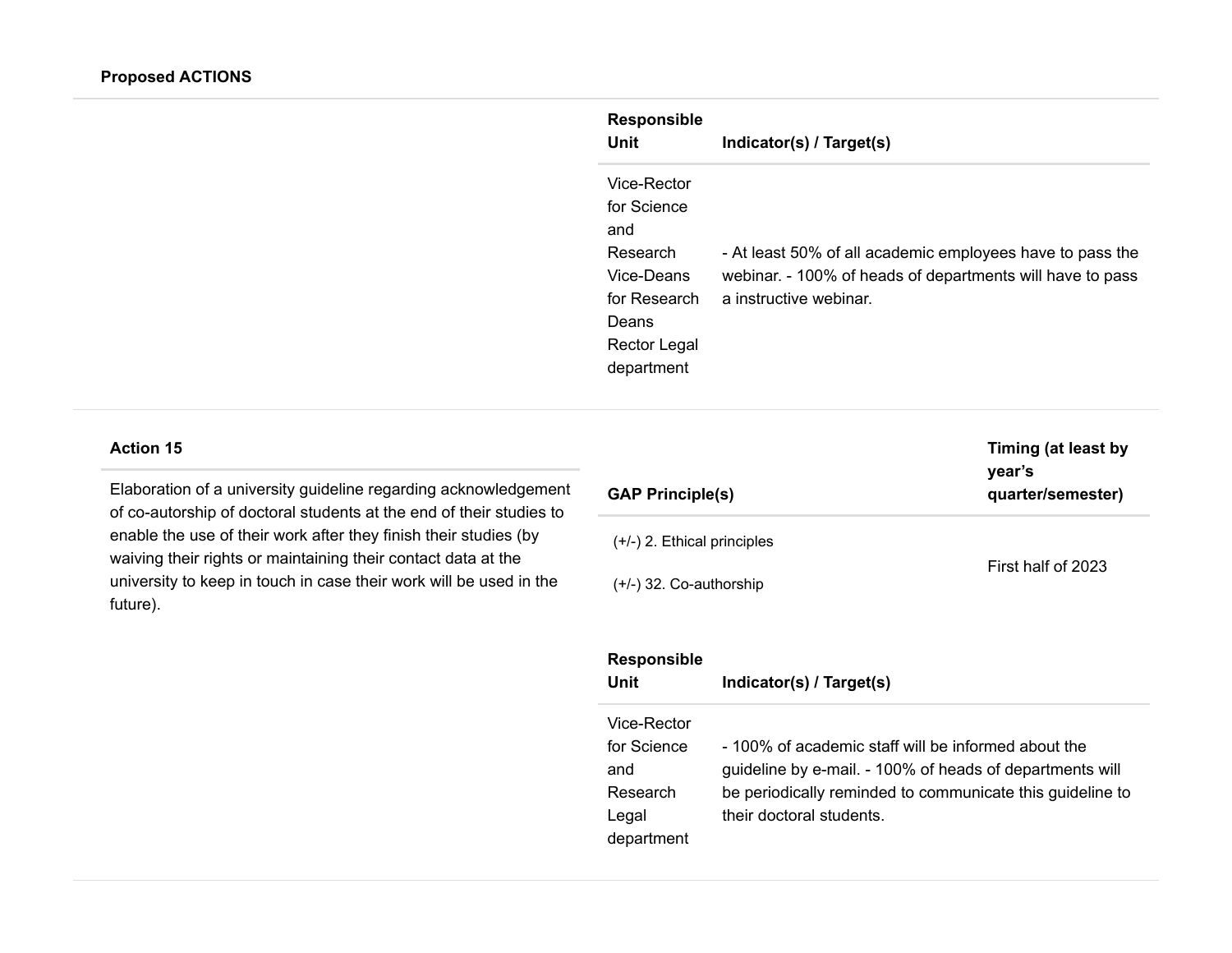**Proposed ACTIONS**

| Responsible Unit | Indicator(s) / Target(s) |
| --- | --- |
| Vice-Rector for Science and Research Vice-Deans for Research Deans Rector Legal department | - At least 50% of all academic employees have to pass the webinar. - 100% of heads of departments will have to pass a instructive webinar. |

**Action 15**

Elaboration of a university guideline regarding acknowledgement of co-autorship of doctoral students at the end of their studies to enable the use of their work after they finish their studies (by waiving their rights or maintaining their contact data at the university to keep in touch in case their work will be used in the future).

| GAP Principle(s) | Timing (at least by year's quarter/semester) |
| --- | --- |
| (+/-) 2. Ethical principles<br>(+/-) 32. Co-authorship | First half of 2023 |

| Responsible Unit | Indicator(s) / Target(s) |
| --- | --- |
| Vice-Rector for Science and Research Legal department | - 100% of academic staff will be informed about the guideline by e-mail. - 100% of heads of departments will be periodically reminded to communicate this guideline to their doctoral students. |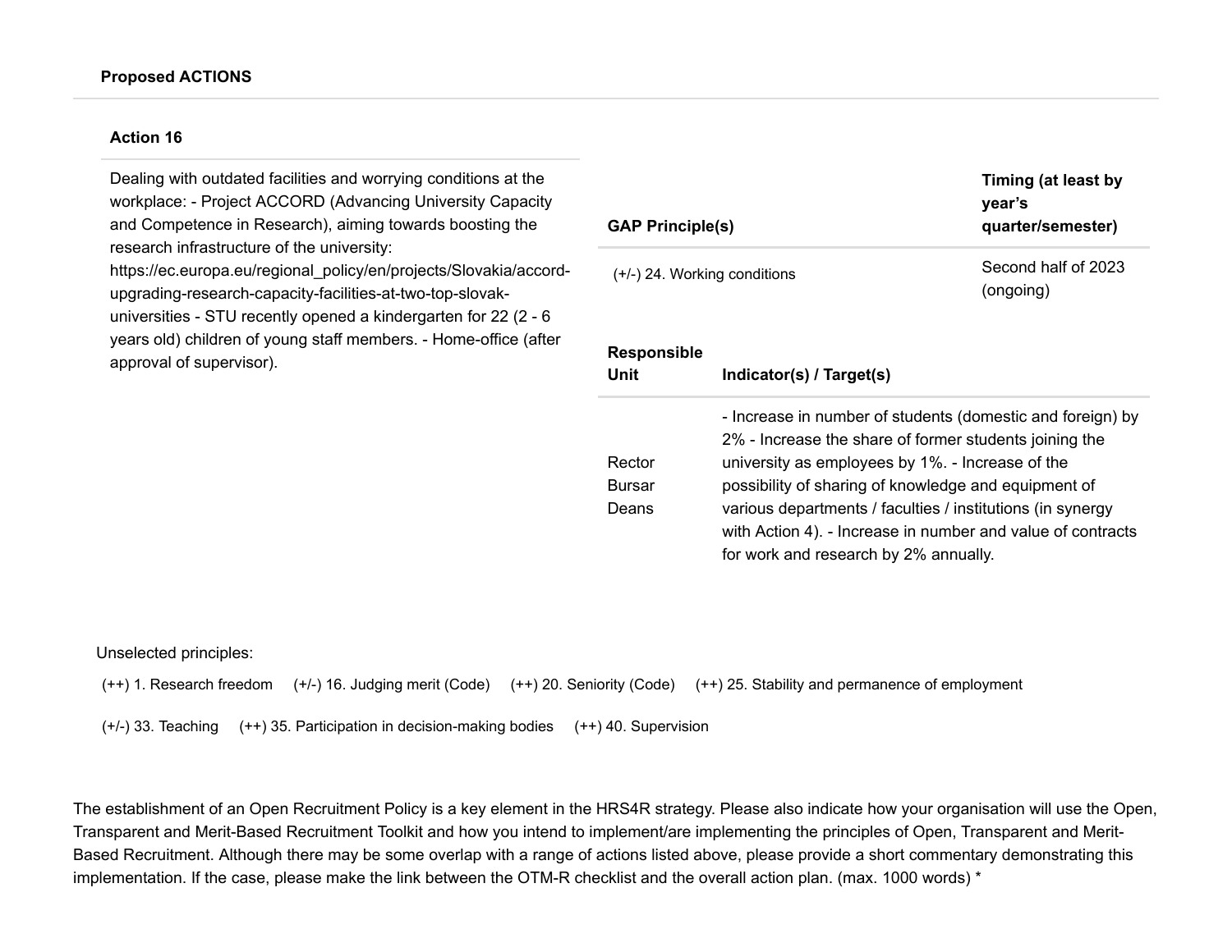**Proposed ACTIONS**

**Action 16**

Dealing with outdated facilities and worrying conditions at the workplace: - Project ACCORD (Advancing University Capacity and Competence in Research), aiming towards boosting the research infrastructure of the university: https://ec.europa.eu/regional_policy/en/projects/Slovakia/accord-upgrading-research-capacity-facilities-at-two-top-slovak-universities - STU recently opened a kindergarten for 22 (2 - 6 years old) children of young staff members. - Home-office (after approval of supervisor).

| GAP Principle(s) | Timing (at least by year's quarter/semester) |
|---|---|
| (+/-) 24. Working conditions | Second half of 2023 (ongoing) |

| Responsible Unit | Indicator(s) / Target(s) |
|---|---|
| Rector<br>Bursar<br>Deans | - Increase in number of students (domestic and foreign) by 2% - Increase the share of former students joining the university as employees by 1%. - Increase of the possibility of sharing of knowledge and equipment of various departments / faculties / institutions (in synergy with Action 4). - Increase in number and value of contracts for work and research by 2% annually. |

Unselected principles:

(++) 1. Research freedom (+/-) 16. Judging merit (Code) (++) 20. Seniority (Code) (++) 25. Stability and permanence of employment

(+/-) 33. Teaching (++) 35. Participation in decision-making bodies (++) 40. Supervision

The establishment of an Open Recruitment Policy is a key element in the HRS4R strategy. Please also indicate how your organisation will use the Open, Transparent and Merit-Based Recruitment Toolkit and how you intend to implement/are implementing the principles of Open, Transparent and Merit-Based Recruitment. Although there may be some overlap with a range of actions listed above, please provide a short commentary demonstrating this implementation. If the case, please make the link between the OTM-R checklist and the overall action plan. (max. 1000 words) *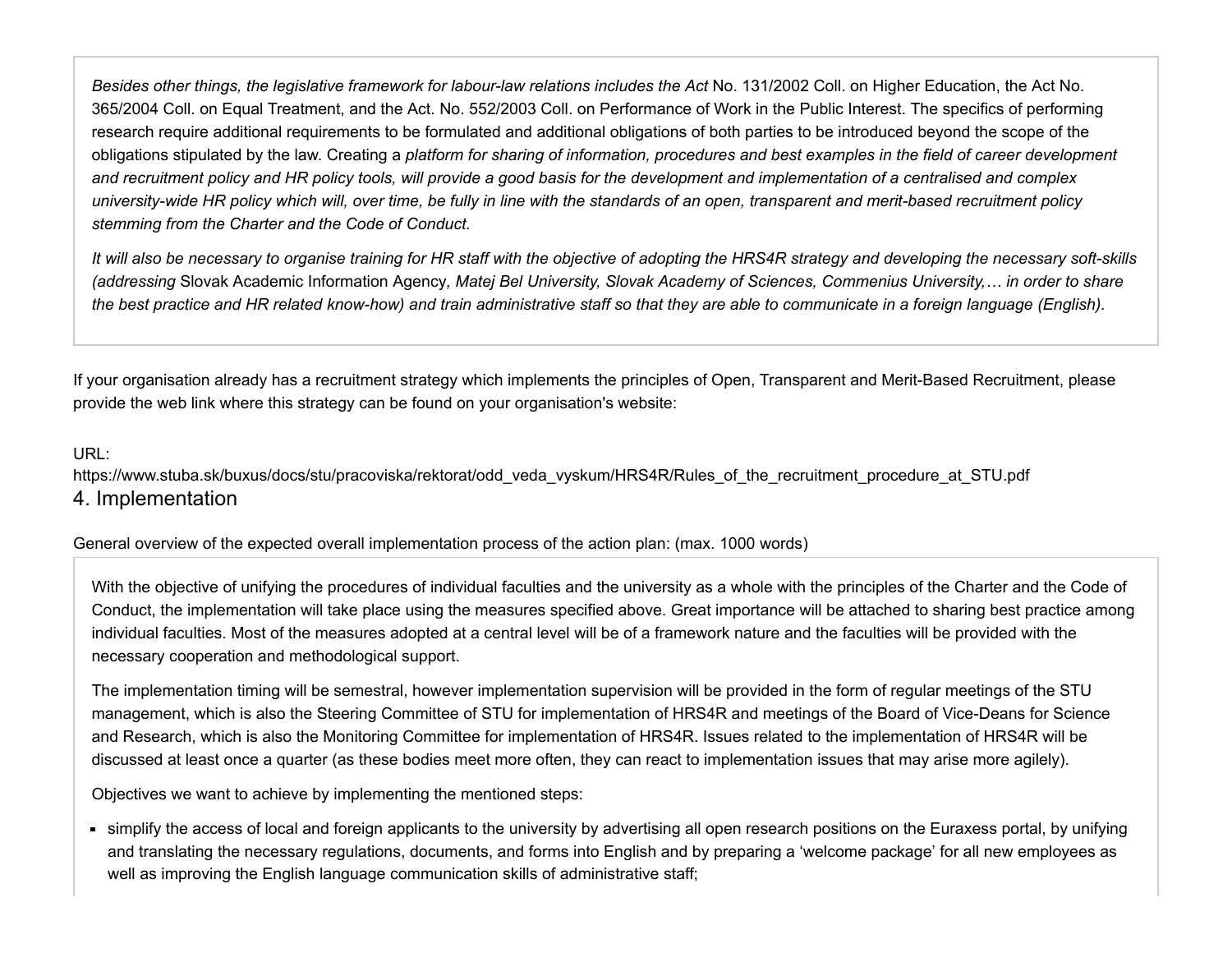*Besides other things, the legislative framework for labour-law relations includes the Act* No. 131/2002 Coll. on Higher Education, the Act No. 365/2004 Coll. on Equal Treatment, and the Act. No. 552/2003 Coll. on Performance of Work in the Public Interest. The specifics of performing research require additional requirements to be formulated and additional obligations of both parties to be introduced beyond the scope of the obligations stipulated by the law. Creating a *platform for sharing of information, procedures and best examples in the field of career development and recruitment policy and HR policy tools, will provide a good basis for the development and implementation of a centralised and complex university-wide HR policy which will, over time, be fully in line with the standards of an open, transparent and merit-based recruitment policy stemming from the Charter and the Code of Conduct.*

*It will also be necessary to organise training for HR staff with the objective of adopting the HRS4R strategy and developing the necessary soft-skills (addressing* Slovak Academic Information Agency*, Matej Bel University, Slovak Academy of Sciences, Commenius University,… in order to share the best practice and HR related know-how) and train administrative staff so that they are able to communicate in a foreign language (English).*

If your organisation already has a recruitment strategy which implements the principles of Open, Transparent and Merit-Based Recruitment, please provide the web link where this strategy can be found on your organisation's website:

URL:
https://www.stuba.sk/buxus/docs/stu/pracoviska/rektorat/odd_veda_vyskum/HRS4R/Rules_of_the_recruitment_procedure_at_STU.pdf

## 4. Implementation

General overview of the expected overall implementation process of the action plan: (max. 1000 words)

With the objective of unifying the procedures of individual faculties and the university as a whole with the principles of the Charter and the Code of Conduct, the implementation will take place using the measures specified above. Great importance will be attached to sharing best practice among individual faculties. Most of the measures adopted at a central level will be of a framework nature and the faculties will be provided with the necessary cooperation and methodological support.

The implementation timing will be semestral, however implementation supervision will be provided in the form of regular meetings of the STU management, which is also the Steering Committee of STU for implementation of HRS4R and meetings of the Board of Vice-Deans for Science and Research, which is also the Monitoring Committee for implementation of HRS4R. Issues related to the implementation of HRS4R will be discussed at least once a quarter (as these bodies meet more often, they can react to implementation issues that may arise more agilely).

Objectives we want to achieve by implementing the mentioned steps:

- simplify the access of local and foreign applicants to the university by advertising all open research positions on the Euraxess portal, by unifying and translating the necessary regulations, documents, and forms into English and by preparing a ‘welcome package’ for all new employees as well as improving the English language communication skills of administrative staff;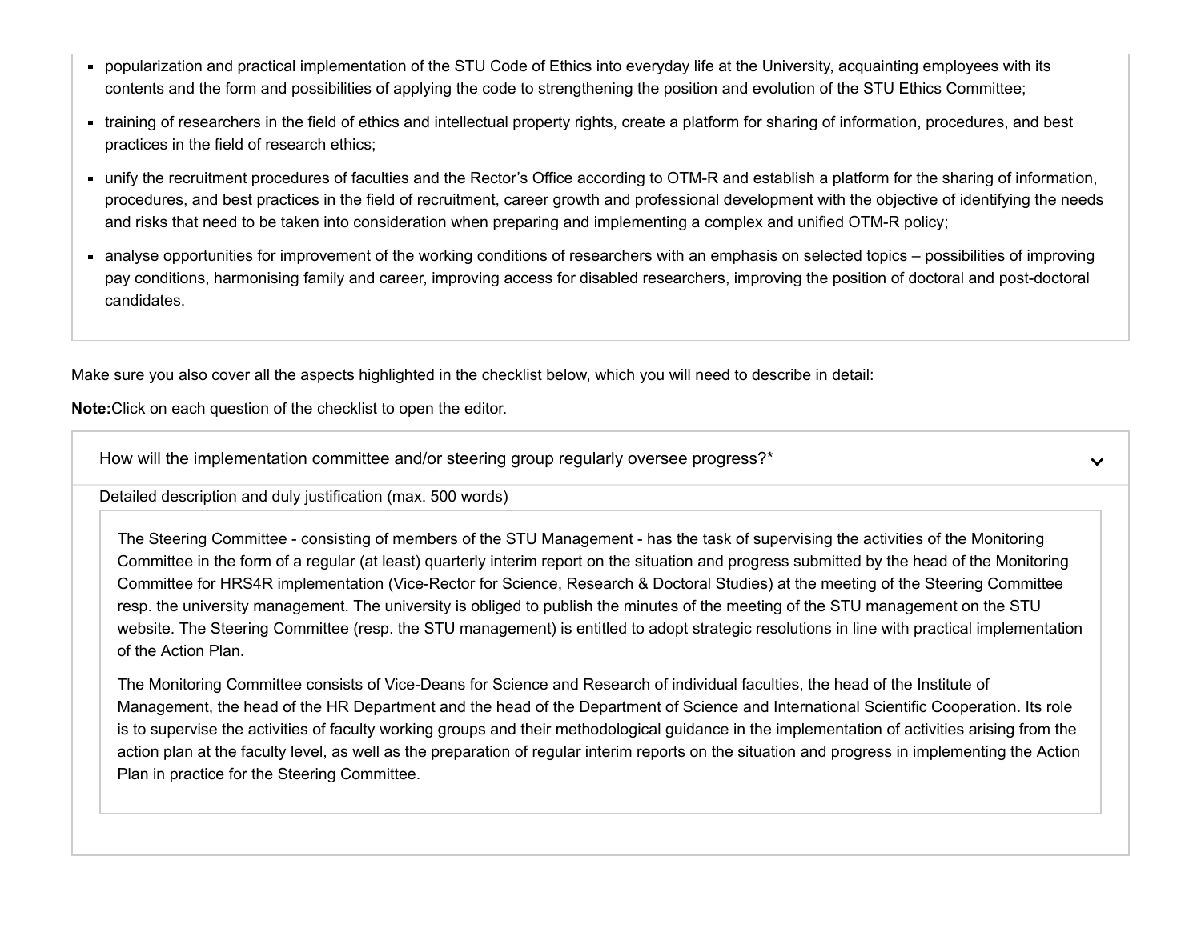- popularization and practical implementation of the STU Code of Ethics into everyday life at the University, acquainting employees with its contents and the form and possibilities of applying the code to strengthening the position and evolution of the STU Ethics Committee;
- training of researchers in the field of ethics and intellectual property rights, create a platform for sharing of information, procedures, and best practices in the field of research ethics;
- unify the recruitment procedures of faculties and the Rector's Office according to OTM-R and establish a platform for the sharing of information, procedures, and best practices in the field of recruitment, career growth and professional development with the objective of identifying the needs and risks that need to be taken into consideration when preparing and implementing a complex and unified OTM-R policy;
- analyse opportunities for improvement of the working conditions of researchers with an emphasis on selected topics – possibilities of improving pay conditions, harmonising family and career, improving access for disabled researchers, improving the position of doctoral and post-doctoral candidates.

Make sure you also cover all the aspects highlighted in the checklist below, which you will need to describe in detail:

**Note:** Click on each question of the checklist to open the editor.

How will the implementation committee and/or steering group regularly oversee progress?*

Detailed description and duly justification (max. 500 words)

The Steering Committee - consisting of members of the STU Management - has the task of supervising the activities of the Monitoring Committee in the form of a regular (at least) quarterly interim report on the situation and progress submitted by the head of the Monitoring Committee for HRS4R implementation (Vice-Rector for Science, Research & Doctoral Studies) at the meeting of the Steering Committee resp. the university management. The university is obliged to publish the minutes of the meeting of the STU management on the STU website. The Steering Committee (resp. the STU management) is entitled to adopt strategic resolutions in line with practical implementation of the Action Plan.

The Monitoring Committee consists of Vice-Deans for Science and Research of individual faculties, the head of the Institute of Management, the head of the HR Department and the head of the Department of Science and International Scientific Cooperation. Its role is to supervise the activities of faculty working groups and their methodological guidance in the implementation of activities arising from the action plan at the faculty level, as well as the preparation of regular interim reports on the situation and progress in implementing the Action Plan in practice for the Steering Committee.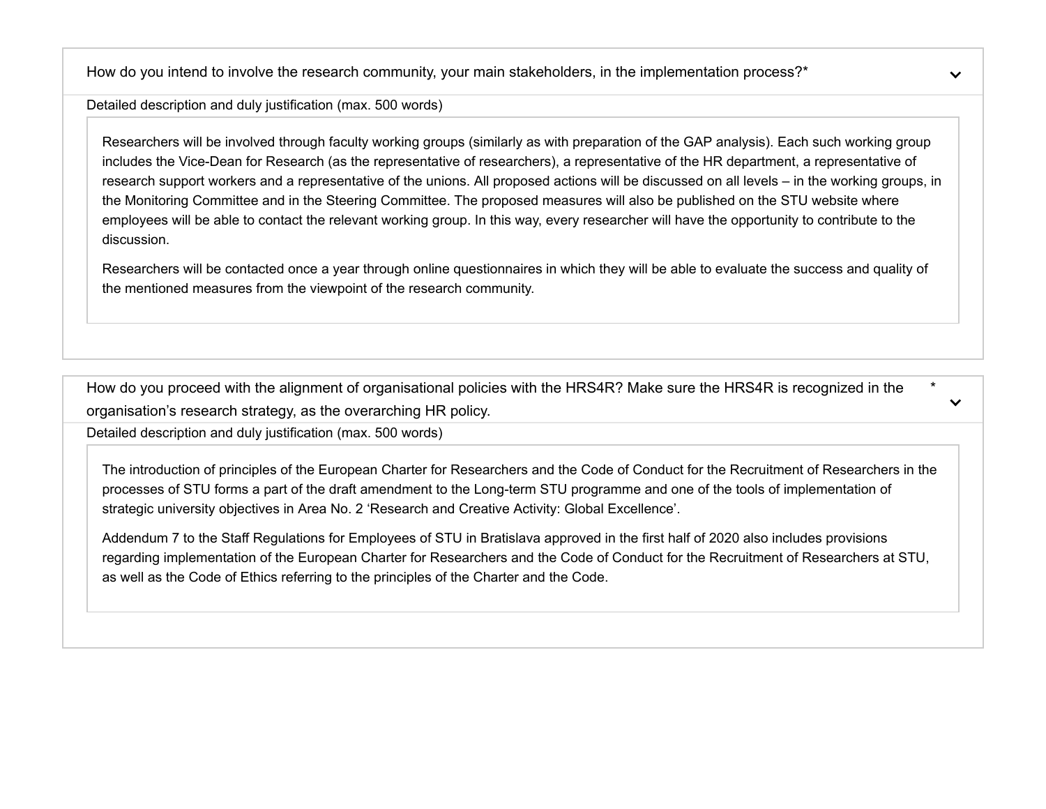How do you intend to involve the research community, your main stakeholders, in the implementation process?*

Detailed description and duly justification (max. 500 words)

Researchers will be involved through faculty working groups (similarly as with preparation of the GAP analysis). Each such working group includes the Vice-Dean for Research (as the representative of researchers), a representative of the HR department, a representative of research support workers and a representative of the unions. All proposed actions will be discussed on all levels – in the working groups, in the Monitoring Committee and in the Steering Committee. The proposed measures will also be published on the STU website where employees will be able to contact the relevant working group. In this way, every researcher will have the opportunity to contribute to the discussion.

Researchers will be contacted once a year through online questionnaires in which they will be able to evaluate the success and quality of the mentioned measures from the viewpoint of the research community.

How do you proceed with the alignment of organisational policies with the HRS4R? Make sure the HRS4R is recognized in the organisation's research strategy, as the overarching HR policy. *

Detailed description and duly justification (max. 500 words)

The introduction of principles of the European Charter for Researchers and the Code of Conduct for the Recruitment of Researchers in the processes of STU forms a part of the draft amendment to the Long-term STU programme and one of the tools of implementation of strategic university objectives in Area No. 2 'Research and Creative Activity: Global Excellence'.

Addendum 7 to the Staff Regulations for Employees of STU in Bratislava approved in the first half of 2020 also includes provisions regarding implementation of the European Charter for Researchers and the Code of Conduct for the Recruitment of Researchers at STU, as well as the Code of Ethics referring to the principles of the Charter and the Code.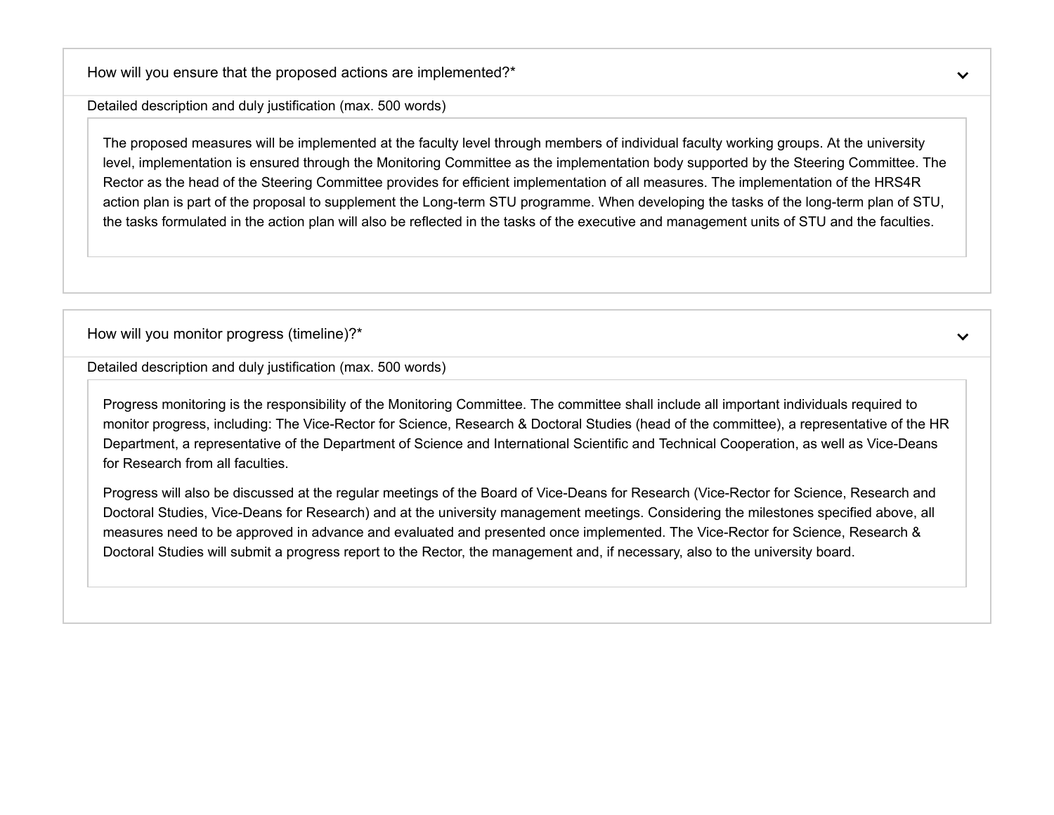### How will you ensure that the proposed actions are implemented?*

Detailed description and duly justification (max. 500 words)

The proposed measures will be implemented at the faculty level through members of individual faculty working groups. At the university level, implementation is ensured through the Monitoring Committee as the implementation body supported by the Steering Committee. The Rector as the head of the Steering Committee provides for efficient implementation of all measures. The implementation of the HRS4R action plan is part of the proposal to supplement the Long-term STU programme. When developing the tasks of the long-term plan of STU, the tasks formulated in the action plan will also be reflected in the tasks of the executive and management units of STU and the faculties.

### How will you monitor progress (timeline)?*

Detailed description and duly justification (max. 500 words)

Progress monitoring is the responsibility of the Monitoring Committee. The committee shall include all important individuals required to monitor progress, including: The Vice-Rector for Science, Research & Doctoral Studies (head of the committee), a representative of the HR Department, a representative of the Department of Science and International Scientific and Technical Cooperation, as well as Vice-Deans for Research from all faculties.

Progress will also be discussed at the regular meetings of the Board of Vice-Deans for Research (Vice-Rector for Science, Research and Doctoral Studies, Vice-Deans for Research) and at the university management meetings. Considering the milestones specified above, all measures need to be approved in advance and evaluated and presented once implemented. The Vice-Rector for Science, Research & Doctoral Studies will submit a progress report to the Rector, the management and, if necessary, also to the university board.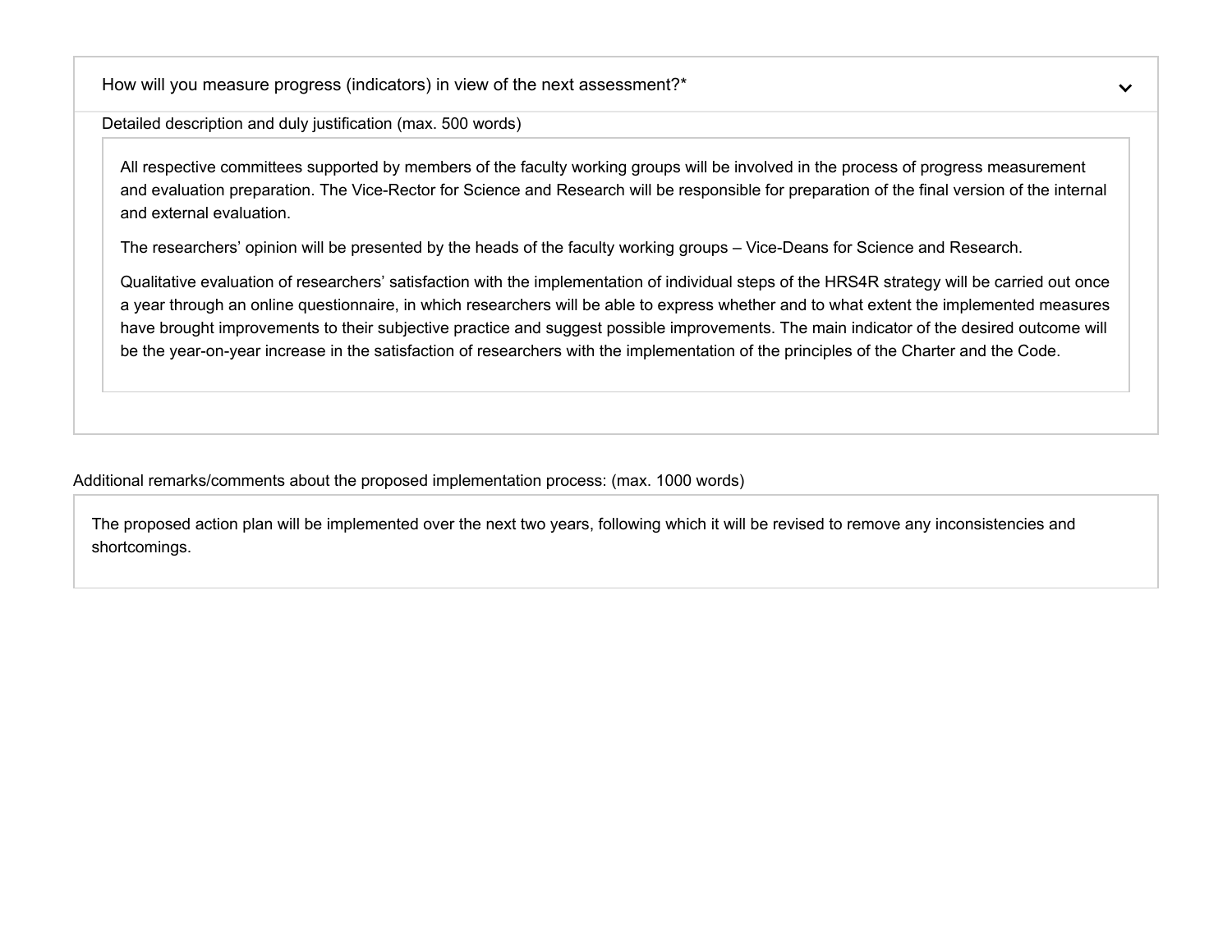How will you measure progress (indicators) in view of the next assessment?*

Detailed description and duly justification (max. 500 words)

All respective committees supported by members of the faculty working groups will be involved in the process of progress measurement and evaluation preparation. The Vice-Rector for Science and Research will be responsible for preparation of the final version of the internal and external evaluation.

The researchers' opinion will be presented by the heads of the faculty working groups – Vice-Deans for Science and Research.

Qualitative evaluation of researchers' satisfaction with the implementation of individual steps of the HRS4R strategy will be carried out once a year through an online questionnaire, in which researchers will be able to express whether and to what extent the implemented measures have brought improvements to their subjective practice and suggest possible improvements. The main indicator of the desired outcome will be the year-on-year increase in the satisfaction of researchers with the implementation of the principles of the Charter and the Code.

Additional remarks/comments about the proposed implementation process: (max. 1000 words)

The proposed action plan will be implemented over the next two years, following which it will be revised to remove any inconsistencies and shortcomings.